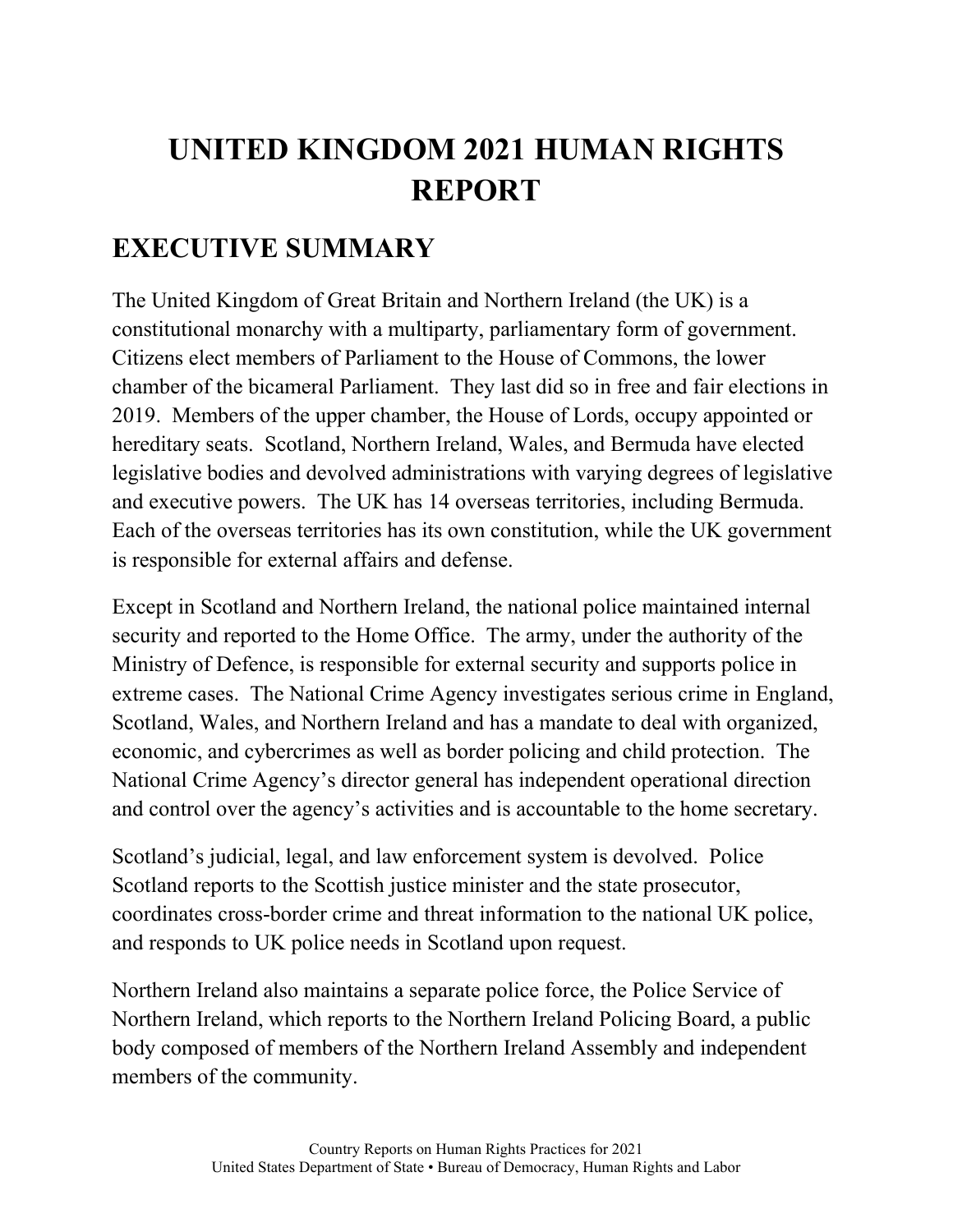# UNITED KINGDOM 2021 HUMAN RIGHTS REPORT

## EXECUTIVE SUMMARY

The United Kingdom of Great Britain and Northern Ireland (the UK) is a constitutional monarchy with a multiparty, parliamentary form of government. Citizens elect members of Parliament to the House of Commons, the lower chamber of the bicameral Parliament. They last did so in free and fair elections in 2019. Members of the upper chamber, the House of Lords, occupy appointed or hereditary seats. Scotland, Northern Ireland, Wales, and Bermuda have elected legislative bodies and devolved administrations with varying degrees of legislative and executive powers. The UK has 14 overseas territories, including Bermuda. Each of the overseas territories has its own constitution, while the UK government is responsible for external affairs and defense.

Except in Scotland and Northern Ireland, the national police maintained internal security and reported to the Home Office. The army, under the authority of the Ministry of Defence, is responsible for external security and supports police in extreme cases. The National Crime Agency investigates serious crime in England, Scotland, Wales, and Northern Ireland and has a mandate to deal with organized, economic, and cybercrimes as well as border policing and child protection. The National Crime Agency's director general has independent operational direction and control over the agency's activities and is accountable to the home secretary.

Scotland's judicial, legal, and law enforcement system is devolved. Police Scotland reports to the Scottish justice minister and the state prosecutor, coordinates cross-border crime and threat information to the national UK police, and responds to UK police needs in Scotland upon request.

Northern Ireland also maintains a separate police force, the Police Service of Northern Ireland, which reports to the Northern Ireland Policing Board, a public body composed of members of the Northern Ireland Assembly and independent members of the community.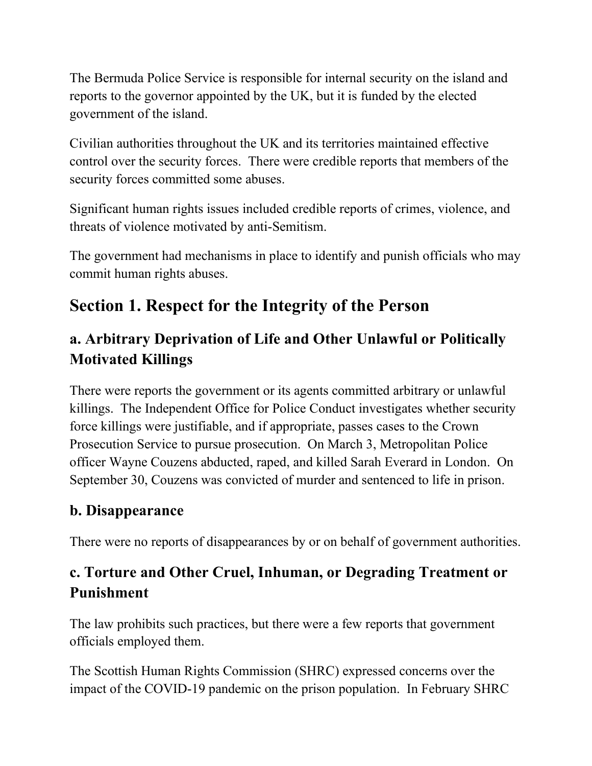The Bermuda Police Service is responsible for internal security on the island and reports to the governor appointed by the UK, but it is funded by the elected government of the island.

Civilian authorities throughout the UK and its territories maintained effective control over the security forces. There were credible reports that members of the security forces committed some abuses.

Significant human rights issues included credible reports of crimes, violence, and threats of violence motivated by anti-Semitism.

The government had mechanisms in place to identify and punish officials who may commit human rights abuses.

## Section 1. Respect for the Integrity of the Person

### a. Arbitrary Deprivation of Life and Other Unlawful or Politically Motivated Killings

There were reports the government or its agents committed arbitrary or unlawful killings. The Independent Office for Police Conduct investigates whether security force killings were justifiable, and if appropriate, passes cases to the Crown Prosecution Service to pursue prosecution. On March 3, Metropolitan Police officer Wayne Couzens abducted, raped, and killed Sarah Everard in London. On September 30, Couzens was convicted of murder and sentenced to life in prison.

### b. Disappearance

There were no reports of disappearances by or on behalf of government authorities.

### c. Torture and Other Cruel, Inhuman, or Degrading Treatment or Punishment

The law prohibits such practices, but there were a few reports that government officials employed them.

The Scottish Human Rights Commission (SHRC) expressed concerns over the impact of the COVID-19 pandemic on the prison population. In February SHRC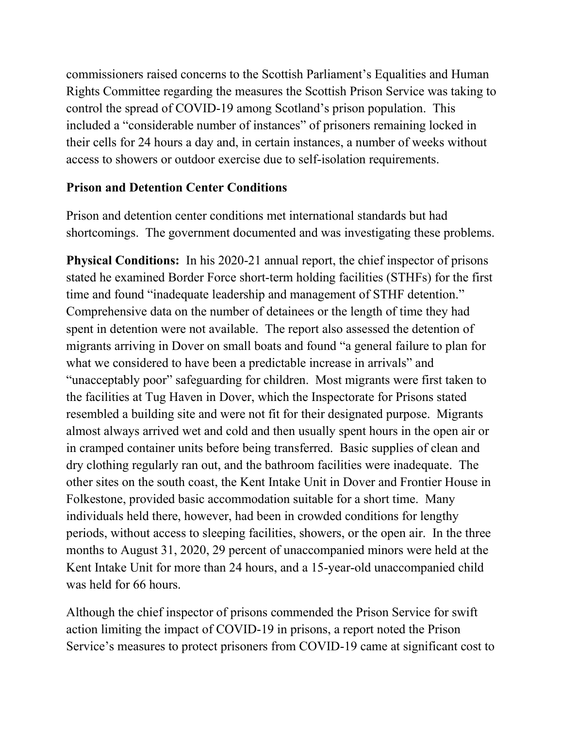commissioners raised concerns to the Scottish Parliament's Equalities and Human Rights Committee regarding the measures the Scottish Prison Service was taking to control the spread of COVID-19 among Scotland's prison population. This included a "considerable number of instances" of prisoners remaining locked in their cells for 24 hours a day and, in certain instances, a number of weeks without access to showers or outdoor exercise due to self-isolation requirements.

**Prison and Detention Center Conditions**

Prison and detention center conditions met international standards but had shortcomings. The government documented and was investigating these problems.

**Physical Conditions:** In his 2020-21 annual report, the chief inspector of prisons stated he examined Border Force short-term holding facilities (STHFs) for the first time and found "inadequate leadership and management of STHF detention." Comprehensive data on the number of detainees or the length of time they had spent in detention were not available. The report also assessed the detention of migrants arriving in Dover on small boats and found "a general failure to plan for what we considered to have been a predictable increase in arrivals" and "unacceptably poor" safeguarding for children. Most migrants were first taken to the facilities at Tug Haven in Dover, which the Inspectorate for Prisons stated resembled a building site and were not fit for their designated purpose. Migrants almost always arrived wet and cold and then usually spent hours in the open air or in cramped container units before being transferred. Basic supplies of clean and dry clothing regularly ran out, and the bathroom facilities were inadequate. The other sites on the south coast, the Kent Intake Unit in Dover and Frontier House in Folkestone, provided basic accommodation suitable for a short time. Many individuals held there, however, had been in crowded conditions for lengthy periods, without access to sleeping facilities, showers, or the open air. In the three months to August 31, 2020, 29 percent of unaccompanied minors were held at the Kent Intake Unit for more than 24 hours, and a 15-year-old unaccompanied child was held for 66 hours.

Although the chief inspector of prisons commended the Prison Service for swift action limiting the impact of COVID-19 in prisons, a report noted the Prison Service's measures to protect prisoners from COVID-19 came at significant cost to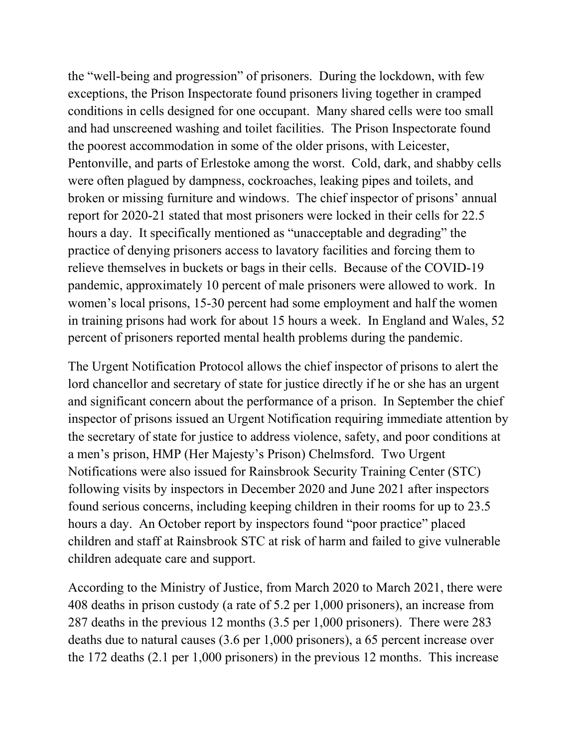the “well-being and progression” of prisoners. During the lockdown, with few exceptions, the Prison Inspectorate found prisoners living together in cramped conditions in cells designed for one occupant. Many shared cells were too small and had unscreened washing and toilet facilities. The Prison Inspectorate found the poorest accommodation in some of the older prisons, with Leicester, Pentonville, and parts of Erlestoke among the worst. Cold, dark, and shabby cells were often plagued by dampness, cockroaches, leaking pipes and toilets, and broken or missing furniture and windows. The chief inspector of prisons’ annual report for 2020-21 stated that most prisoners were locked in their cells for 22.5 hours a day. It specifically mentioned as “unacceptable and degrading” the practice of denying prisoners access to lavatory facilities and forcing them to relieve themselves in buckets or bags in their cells. Because of the COVID-19 pandemic, approximately 10 percent of male prisoners were allowed to work. In women’s local prisons, 15-30 percent had some employment and half the women in training prisons had work for about 15 hours a week. In England and Wales, 52 percent of prisoners reported mental health problems during the pandemic.

The Urgent Notification Protocol allows the chief inspector of prisons to alert the lord chancellor and secretary of state for justice directly if he or she has an urgent and significant concern about the performance of a prison. In September the chief inspector of prisons issued an Urgent Notification requiring immediate attention by the secretary of state for justice to address violence, safety, and poor conditions at a men’s prison, HMP (Her Majesty’s Prison) Chelmsford. Two Urgent Notifications were also issued for Rainsbrook Security Training Center (STC) following visits by inspectors in December 2020 and June 2021 after inspectors found serious concerns, including keeping children in their rooms for up to 23.5 hours a day. An October report by inspectors found “poor practice” placed children and staff at Rainsbrook STC at risk of harm and failed to give vulnerable children adequate care and support.

According to the Ministry of Justice, from March 2020 to March 2021, there were 408 deaths in prison custody (a rate of 5.2 per 1,000 prisoners), an increase from 287 deaths in the previous 12 months (3.5 per 1,000 prisoners). There were 283 deaths due to natural causes (3.6 per 1,000 prisoners), a 65 percent increase over the 172 deaths (2.1 per 1,000 prisoners) in the previous 12 months. This increase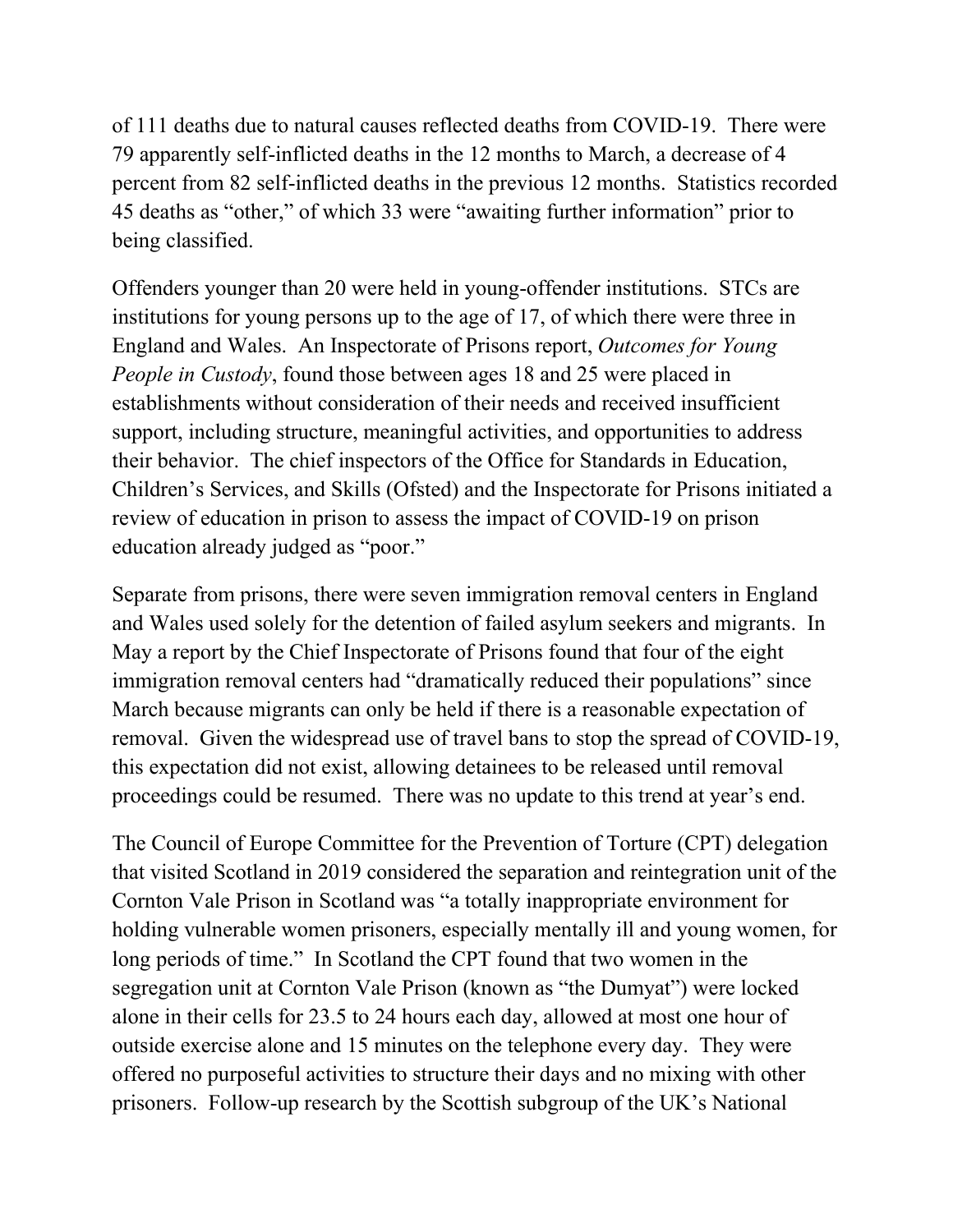of 111 deaths due to natural causes reflected deaths from COVID-19. There were 79 apparently self-inflicted deaths in the 12 months to March, a decrease of 4 percent from 82 self-inflicted deaths in the previous 12 months. Statistics recorded 45 deaths as "other," of which 33 were "awaiting further information" prior to being classified.

Offenders younger than 20 were held in young-offender institutions. STCs are institutions for young persons up to the age of 17, of which there were three in England and Wales. An Inspectorate of Prisons report, *Outcomes for Young People in Custody*, found those between ages 18 and 25 were placed in establishments without consideration of their needs and received insufficient support, including structure, meaningful activities, and opportunities to address their behavior. The chief inspectors of the Office for Standards in Education, Children's Services, and Skills (Ofsted) and the Inspectorate for Prisons initiated a review of education in prison to assess the impact of COVID-19 on prison education already judged as "poor."

Separate from prisons, there were seven immigration removal centers in England and Wales used solely for the detention of failed asylum seekers and migrants. In May a report by the Chief Inspectorate of Prisons found that four of the eight immigration removal centers had "dramatically reduced their populations" since March because migrants can only be held if there is a reasonable expectation of removal. Given the widespread use of travel bans to stop the spread of COVID-19, this expectation did not exist, allowing detainees to be released until removal proceedings could be resumed. There was no update to this trend at year's end.

The Council of Europe Committee for the Prevention of Torture (CPT) delegation that visited Scotland in 2019 considered the separation and reintegration unit of the Cornton Vale Prison in Scotland was "a totally inappropriate environment for holding vulnerable women prisoners, especially mentally ill and young women, for long periods of time." In Scotland the CPT found that two women in the segregation unit at Cornton Vale Prison (known as "the Dumyat") were locked alone in their cells for 23.5 to 24 hours each day, allowed at most one hour of outside exercise alone and 15 minutes on the telephone every day. They were offered no purposeful activities to structure their days and no mixing with other prisoners. Follow-up research by the Scottish subgroup of the UK's National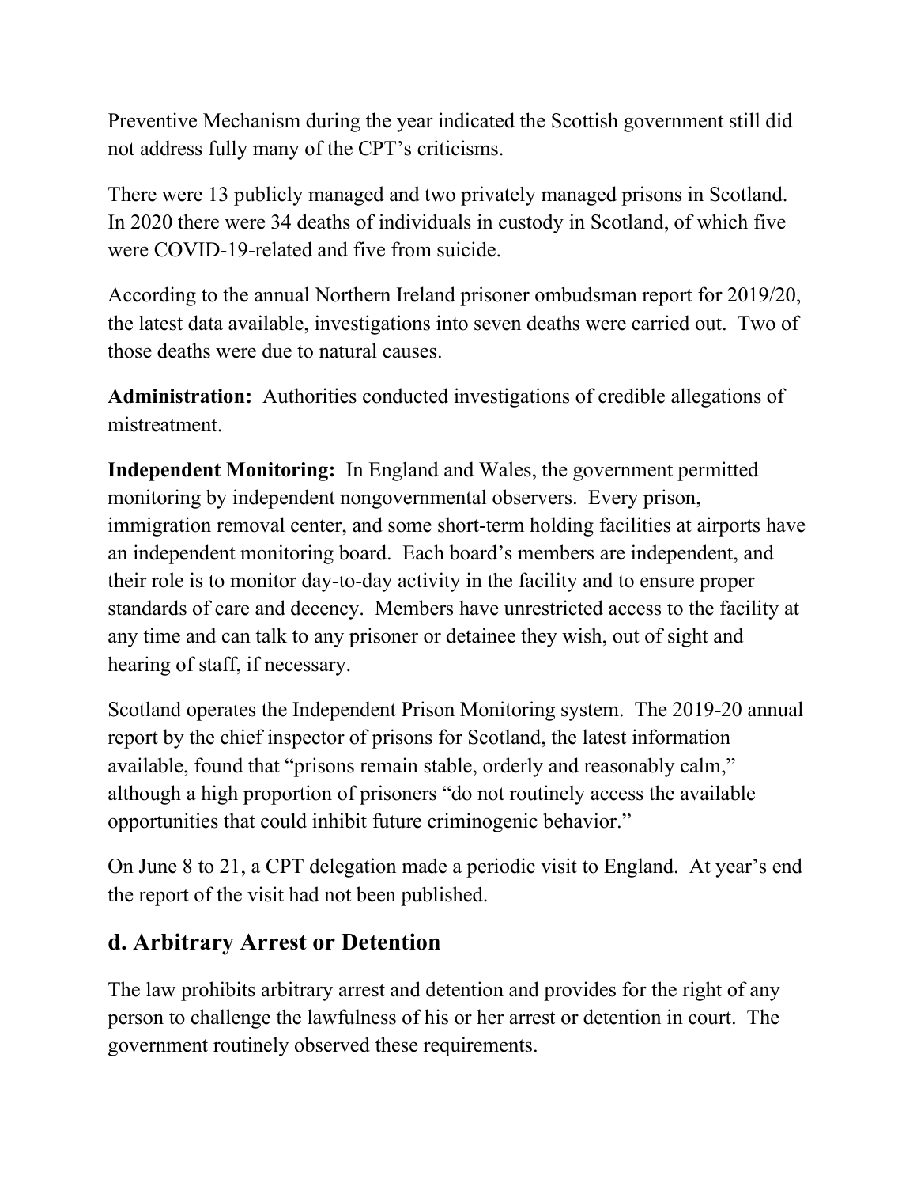Preventive Mechanism during the year indicated the Scottish government still did not address fully many of the CPT's criticisms.

There were 13 publicly managed and two privately managed prisons in Scotland. In 2020 there were 34 deaths of individuals in custody in Scotland, of which five were COVID-19-related and five from suicide.

According to the annual Northern Ireland prisoner ombudsman report for 2019/20, the latest data available, investigations into seven deaths were carried out. Two of those deaths were due to natural causes.

**Administration:** Authorities conducted investigations of credible allegations of mistreatment.

**Independent Monitoring:** In England and Wales, the government permitted monitoring by independent nongovernmental observers. Every prison, immigration removal center, and some short-term holding facilities at airports have an independent monitoring board. Each board's members are independent, and their role is to monitor day-to-day activity in the facility and to ensure proper standards of care and decency. Members have unrestricted access to the facility at any time and can talk to any prisoner or detainee they wish, out of sight and hearing of staff, if necessary.

Scotland operates the Independent Prison Monitoring system. The 2019-20 annual report by the chief inspector of prisons for Scotland, the latest information available, found that "prisons remain stable, orderly and reasonably calm," although a high proportion of prisoners "do not routinely access the available opportunities that could inhibit future criminogenic behavior."

On June 8 to 21, a CPT delegation made a periodic visit to England. At year's end the report of the visit had not been published.

## d. Arbitrary Arrest or Detention

The law prohibits arbitrary arrest and detention and provides for the right of any person to challenge the lawfulness of his or her arrest or detention in court. The government routinely observed these requirements.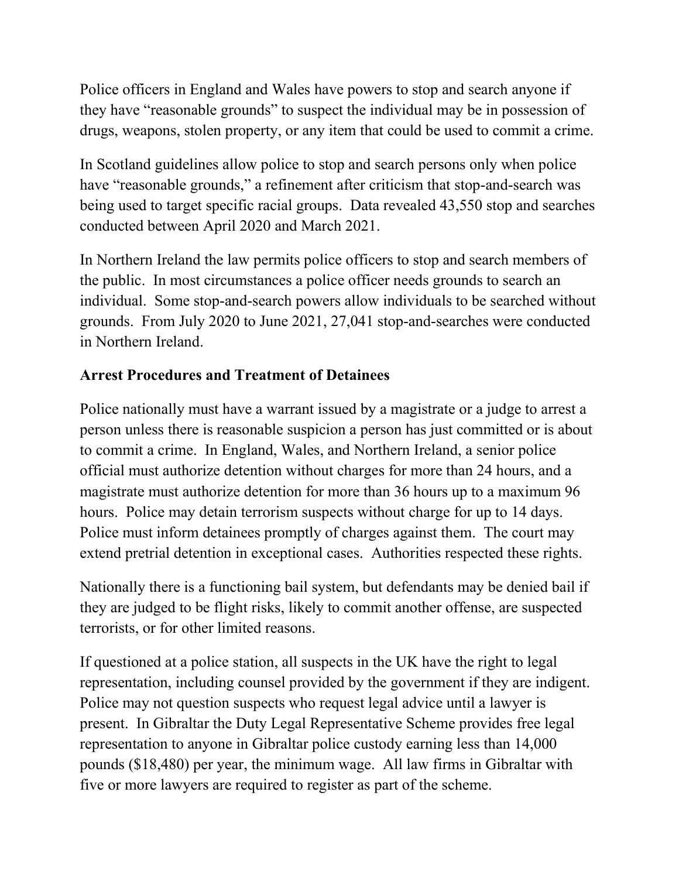Police officers in England and Wales have powers to stop and search anyone if they have "reasonable grounds" to suspect the individual may be in possession of drugs, weapons, stolen property, or any item that could be used to commit a crime.

In Scotland guidelines allow police to stop and search persons only when police have "reasonable grounds," a refinement after criticism that stop-and-search was being used to target specific racial groups. Data revealed 43,550 stop and searches conducted between April 2020 and March 2021.

In Northern Ireland the law permits police officers to stop and search members of the public. In most circumstances a police officer needs grounds to search an individual. Some stop-and-search powers allow individuals to be searched without grounds. From July 2020 to June 2021, 27,041 stop-and-searches were conducted in Northern Ireland.

**Arrest Procedures and Treatment of Detainees**

Police nationally must have a warrant issued by a magistrate or a judge to arrest a person unless there is reasonable suspicion a person has just committed or is about to commit a crime. In England, Wales, and Northern Ireland, a senior police official must authorize detention without charges for more than 24 hours, and a magistrate must authorize detention for more than 36 hours up to a maximum 96 hours. Police may detain terrorism suspects without charge for up to 14 days. Police must inform detainees promptly of charges against them. The court may extend pretrial detention in exceptional cases. Authorities respected these rights.

Nationally there is a functioning bail system, but defendants may be denied bail if they are judged to be flight risks, likely to commit another offense, are suspected terrorists, or for other limited reasons.

If questioned at a police station, all suspects in the UK have the right to legal representation, including counsel provided by the government if they are indigent. Police may not question suspects who request legal advice until a lawyer is present. In Gibraltar the Duty Legal Representative Scheme provides free legal representation to anyone in Gibraltar police custody earning less than 14,000 pounds ($18,480) per year, the minimum wage. All law firms in Gibraltar with five or more lawyers are required to register as part of the scheme.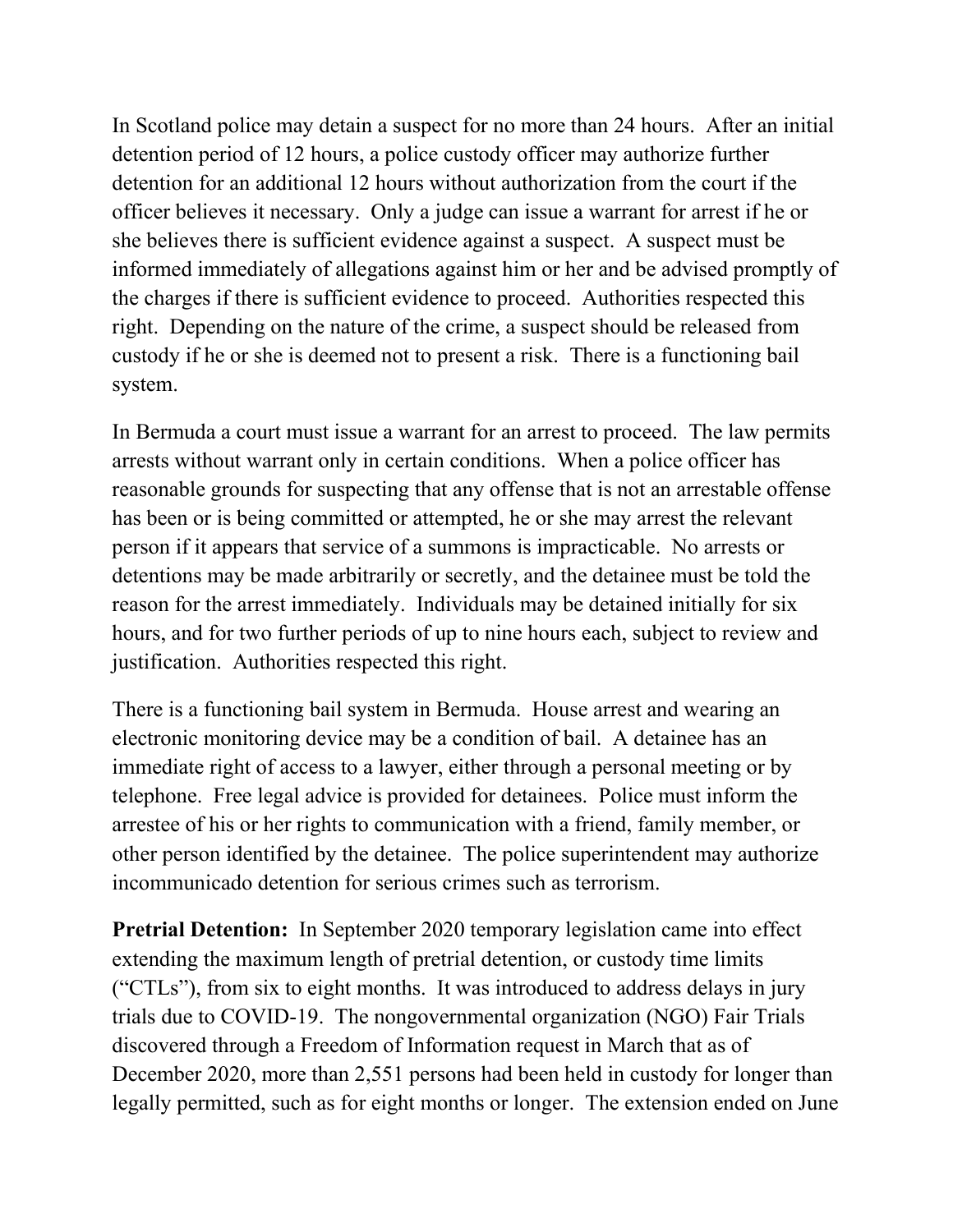In Scotland police may detain a suspect for no more than 24 hours. After an initial detention period of 12 hours, a police custody officer may authorize further detention for an additional 12 hours without authorization from the court if the officer believes it necessary. Only a judge can issue a warrant for arrest if he or she believes there is sufficient evidence against a suspect. A suspect must be informed immediately of allegations against him or her and be advised promptly of the charges if there is sufficient evidence to proceed. Authorities respected this right. Depending on the nature of the crime, a suspect should be released from custody if he or she is deemed not to present a risk. There is a functioning bail system.

In Bermuda a court must issue a warrant for an arrest to proceed. The law permits arrests without warrant only in certain conditions. When a police officer has reasonable grounds for suspecting that any offense that is not an arrestable offense has been or is being committed or attempted, he or she may arrest the relevant person if it appears that service of a summons is impracticable. No arrests or detentions may be made arbitrarily or secretly, and the detainee must be told the reason for the arrest immediately. Individuals may be detained initially for six hours, and for two further periods of up to nine hours each, subject to review and justification. Authorities respected this right.

There is a functioning bail system in Bermuda. House arrest and wearing an electronic monitoring device may be a condition of bail. A detainee has an immediate right of access to a lawyer, either through a personal meeting or by telephone. Free legal advice is provided for detainees. Police must inform the arrestee of his or her rights to communication with a friend, family member, or other person identified by the detainee. The police superintendent may authorize incommunicado detention for serious crimes such as terrorism.

**Pretrial Detention:** In September 2020 temporary legislation came into effect extending the maximum length of pretrial detention, or custody time limits ("CTLs"), from six to eight months. It was introduced to address delays in jury trials due to COVID-19. The nongovernmental organization (NGO) Fair Trials discovered through a Freedom of Information request in March that as of December 2020, more than 2,551 persons had been held in custody for longer than legally permitted, such as for eight months or longer. The extension ended on June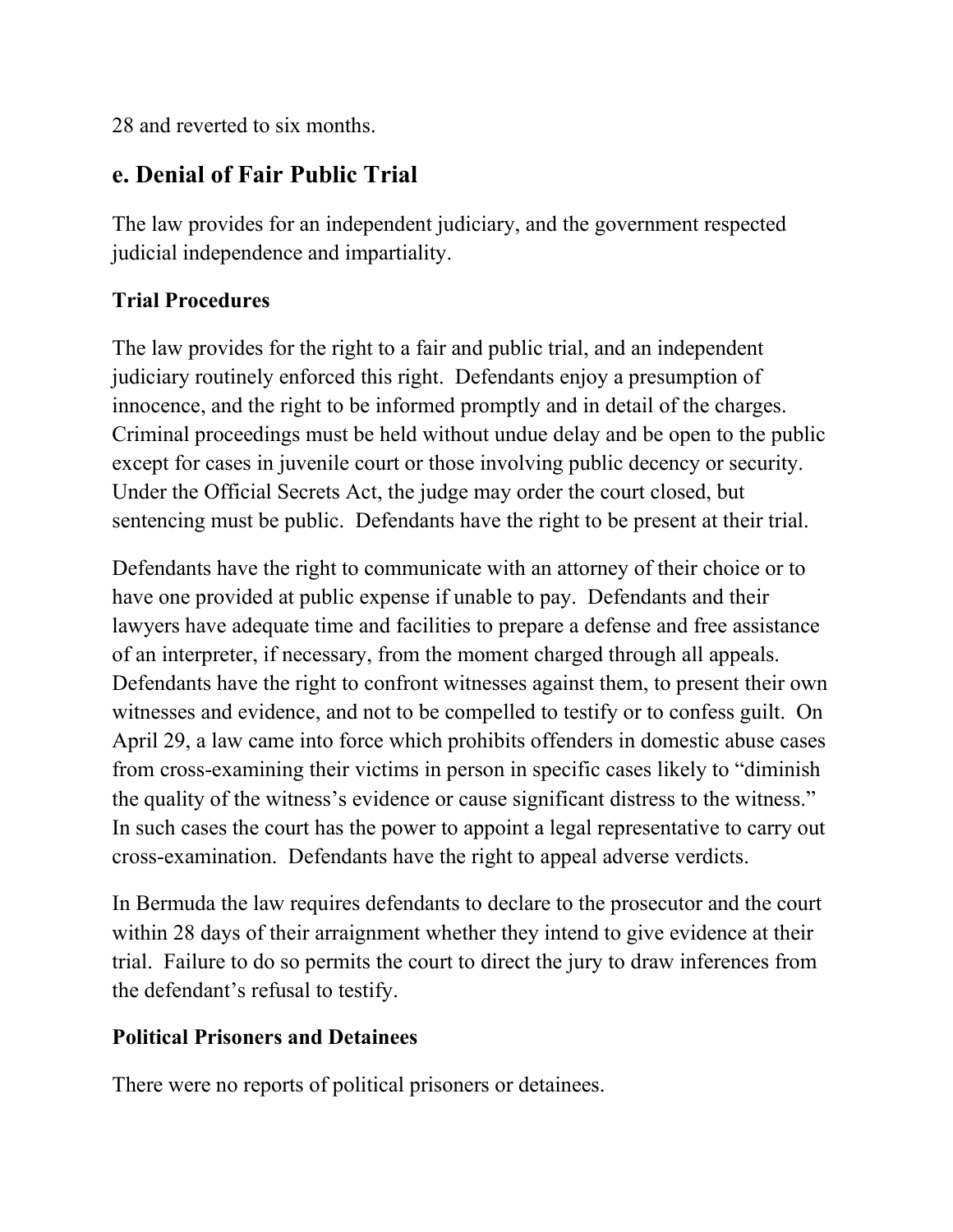28 and reverted to six months.

## e. Denial of Fair Public Trial

The law provides for an independent judiciary, and the government respected judicial independence and impartiality.

### Trial Procedures

The law provides for the right to a fair and public trial, and an independent judiciary routinely enforced this right. Defendants enjoy a presumption of innocence, and the right to be informed promptly and in detail of the charges. Criminal proceedings must be held without undue delay and be open to the public except for cases in juvenile court or those involving public decency or security. Under the Official Secrets Act, the judge may order the court closed, but sentencing must be public. Defendants have the right to be present at their trial.

Defendants have the right to communicate with an attorney of their choice or to have one provided at public expense if unable to pay. Defendants and their lawyers have adequate time and facilities to prepare a defense and free assistance of an interpreter, if necessary, from the moment charged through all appeals. Defendants have the right to confront witnesses against them, to present their own witnesses and evidence, and not to be compelled to testify or to confess guilt. On April 29, a law came into force which prohibits offenders in domestic abuse cases from cross-examining their victims in person in specific cases likely to "diminish the quality of the witness's evidence or cause significant distress to the witness." In such cases the court has the power to appoint a legal representative to carry out cross-examination. Defendants have the right to appeal adverse verdicts.

In Bermuda the law requires defendants to declare to the prosecutor and the court within 28 days of their arraignment whether they intend to give evidence at their trial. Failure to do so permits the court to direct the jury to draw inferences from the defendant's refusal to testify.

### Political Prisoners and Detainees

There were no reports of political prisoners or detainees.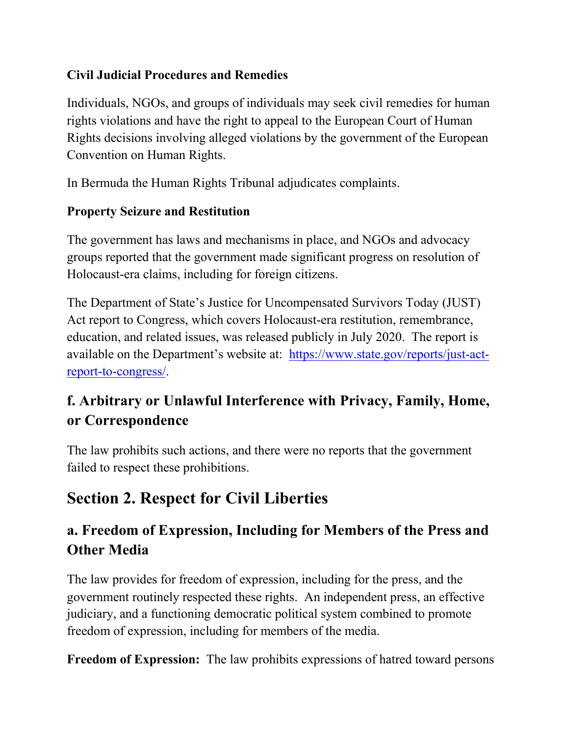**Civil Judicial Procedures and Remedies**

Individuals, NGOs, and groups of individuals may seek civil remedies for human rights violations and have the right to appeal to the European Court of Human Rights decisions involving alleged violations by the government of the European Convention on Human Rights.

In Bermuda the Human Rights Tribunal adjudicates complaints.

**Property Seizure and Restitution**

The government has laws and mechanisms in place, and NGOs and advocacy groups reported that the government made significant progress on resolution of Holocaust-era claims, including for foreign citizens.

The Department of State's Justice for Uncompensated Survivors Today (JUST) Act report to Congress, which covers Holocaust-era restitution, remembrance, education, and related issues, was released publicly in July 2020. The report is available on the Department's website at: [https://www.state.gov/reports/just-act-report-to-congress/](https://www.state.gov/reports/just-act-report-to-congress/).

### f. Arbitrary or Unlawful Interference with Privacy, Family, Home, or Correspondence

The law prohibits such actions, and there were no reports that the government failed to respect these prohibitions.

## Section 2. Respect for Civil Liberties

### a. Freedom of Expression, Including for Members of the Press and Other Media

The law provides for freedom of expression, including for the press, and the government routinely respected these rights. An independent press, an effective judiciary, and a functioning democratic political system combined to promote freedom of expression, including for members of the media.

**Freedom of Expression:** The law prohibits expressions of hatred toward persons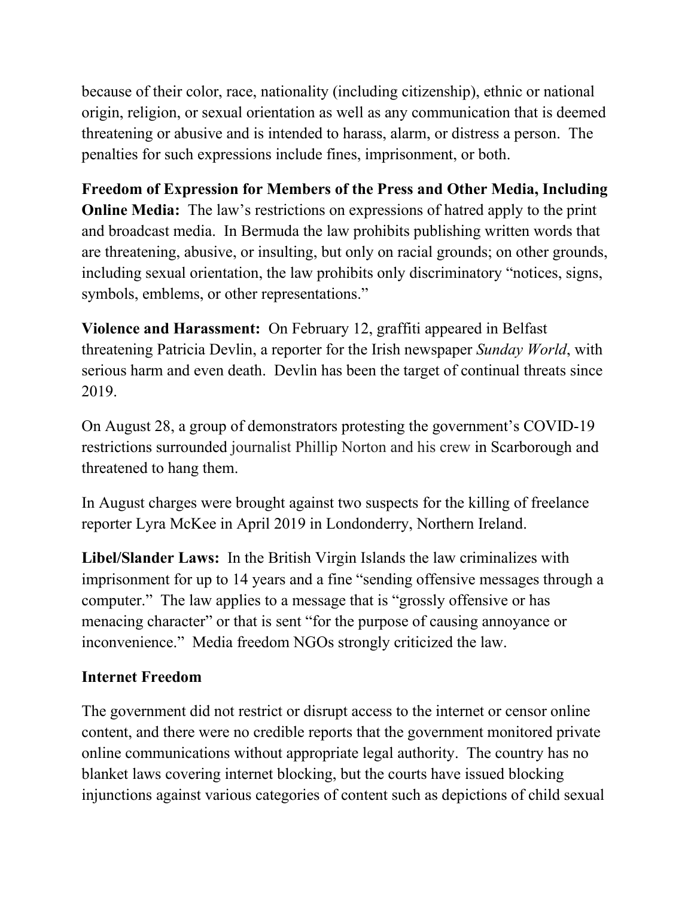because of their color, race, nationality (including citizenship), ethnic or national origin, religion, or sexual orientation as well as any communication that is deemed threatening or abusive and is intended to harass, alarm, or distress a person. The penalties for such expressions include fines, imprisonment, or both.

**Freedom of Expression for Members of the Press and Other Media, Including Online Media:** The law's restrictions on expressions of hatred apply to the print and broadcast media. In Bermuda the law prohibits publishing written words that are threatening, abusive, or insulting, but only on racial grounds; on other grounds, including sexual orientation, the law prohibits only discriminatory "notices, signs, symbols, emblems, or other representations."

**Violence and Harassment:** On February 12, graffiti appeared in Belfast threatening Patricia Devlin, a reporter for the Irish newspaper *Sunday World*, with serious harm and even death. Devlin has been the target of continual threats since 2019.

On August 28, a group of demonstrators protesting the government's COVID-19 restrictions surrounded journalist Phillip Norton and his crew in Scarborough and threatened to hang them.

In August charges were brought against two suspects for the killing of freelance reporter Lyra McKee in April 2019 in Londonderry, Northern Ireland.

**Libel/Slander Laws:** In the British Virgin Islands the law criminalizes with imprisonment for up to 14 years and a fine "sending offensive messages through a computer." The law applies to a message that is "grossly offensive or has menacing character" or that is sent "for the purpose of causing annoyance or inconvenience." Media freedom NGOs strongly criticized the law.

### Internet Freedom

The government did not restrict or disrupt access to the internet or censor online content, and there were no credible reports that the government monitored private online communications without appropriate legal authority. The country has no blanket laws covering internet blocking, but the courts have issued blocking injunctions against various categories of content such as depictions of child sexual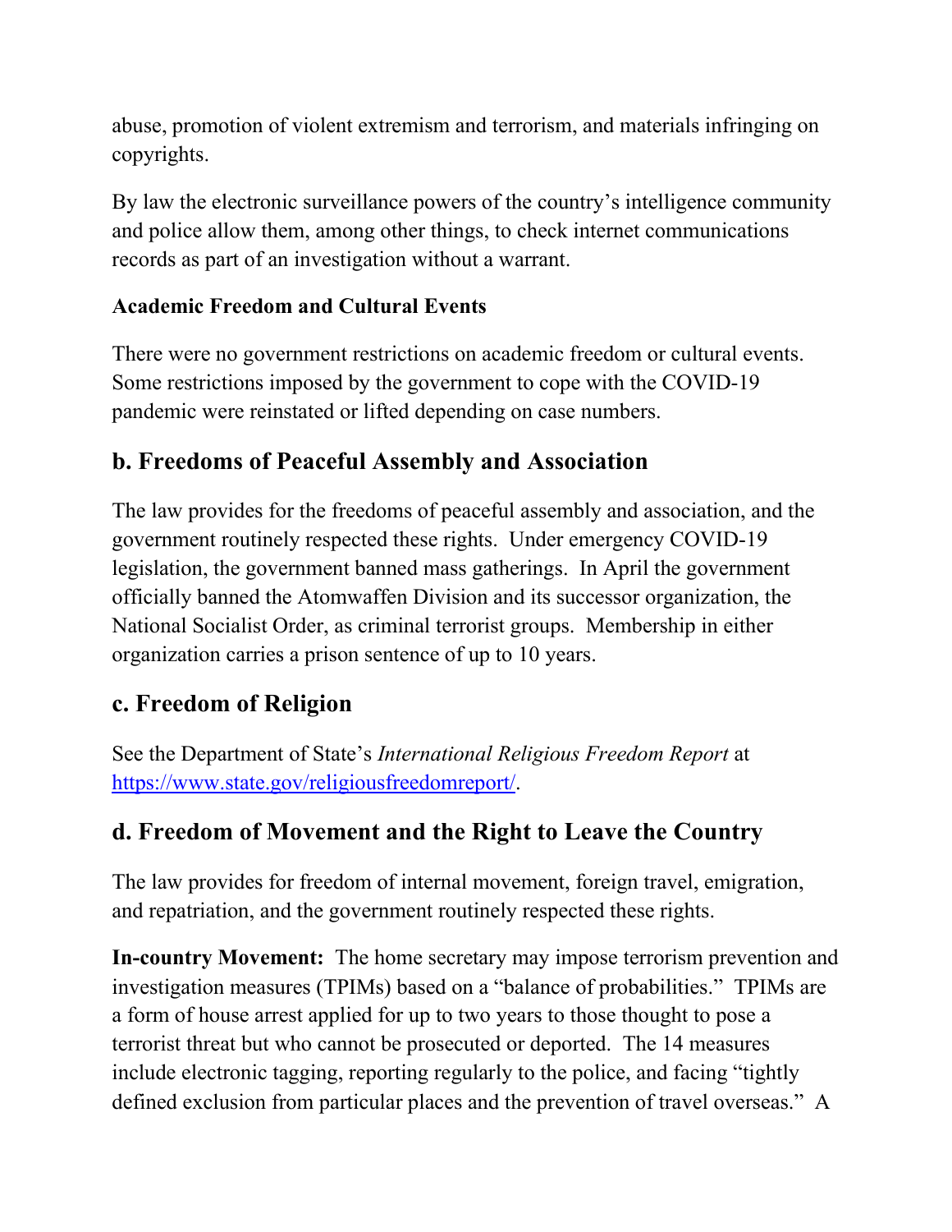abuse, promotion of violent extremism and terrorism, and materials infringing on copyrights.

By law the electronic surveillance powers of the country's intelligence community and police allow them, among other things, to check internet communications records as part of an investigation without a warrant.

**Academic Freedom and Cultural Events**

There were no government restrictions on academic freedom or cultural events. Some restrictions imposed by the government to cope with the COVID-19 pandemic were reinstated or lifted depending on case numbers.

## b. Freedoms of Peaceful Assembly and Association

The law provides for the freedoms of peaceful assembly and association, and the government routinely respected these rights. Under emergency COVID-19 legislation, the government banned mass gatherings. In April the government officially banned the Atomwaffen Division and its successor organization, the National Socialist Order, as criminal terrorist groups. Membership in either organization carries a prison sentence of up to 10 years.

## c. Freedom of Religion

See the Department of State's *International Religious Freedom Report* at [https://www.state.gov/religiousfreedomreport/](https://www.state.gov/religiousfreedomreport/).

## d. Freedom of Movement and the Right to Leave the Country

The law provides for freedom of internal movement, foreign travel, emigration, and repatriation, and the government routinely respected these rights.

**In-country Movement:** The home secretary may impose terrorism prevention and investigation measures (TPIMs) based on a "balance of probabilities." TPIMs are a form of house arrest applied for up to two years to those thought to pose a terrorist threat but who cannot be prosecuted or deported. The 14 measures include electronic tagging, reporting regularly to the police, and facing "tightly defined exclusion from particular places and the prevention of travel overseas." A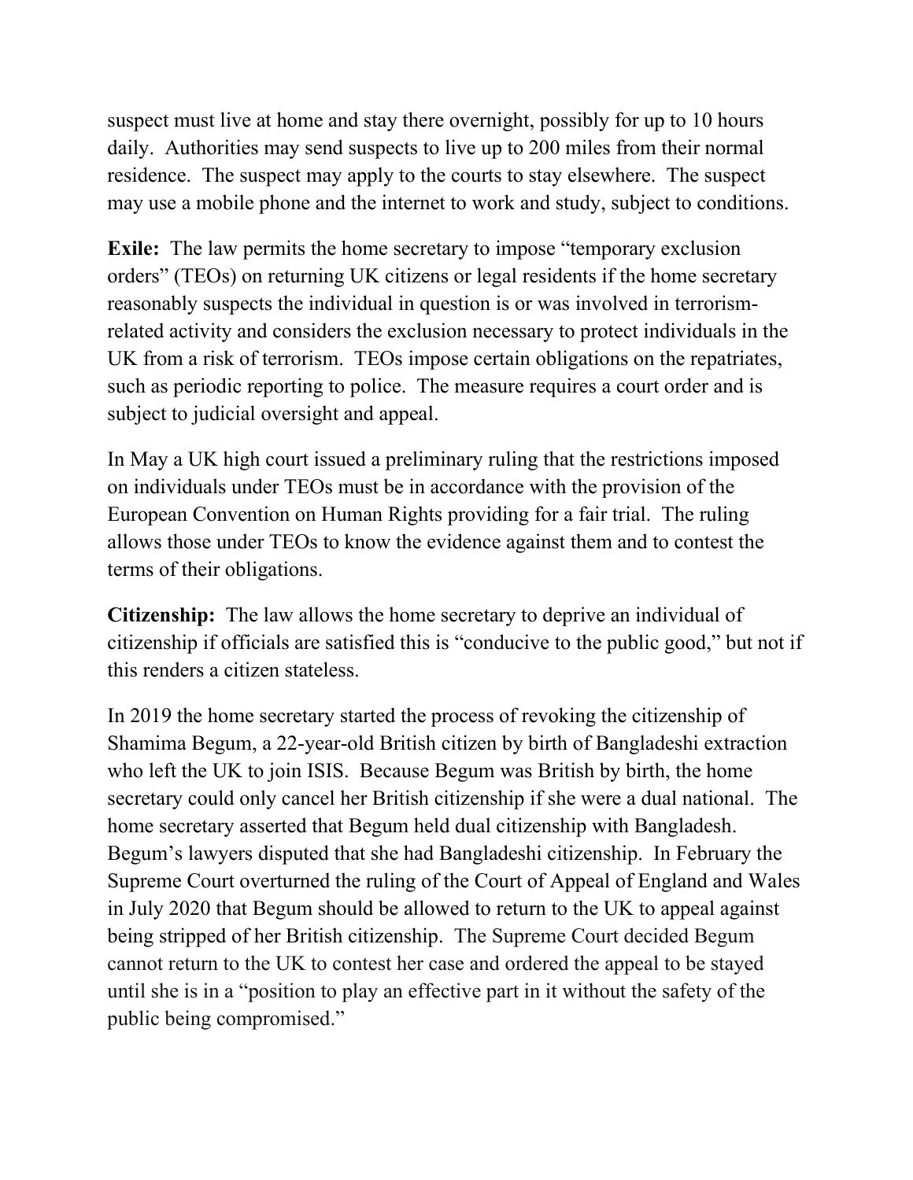suspect must live at home and stay there overnight, possibly for up to 10 hours daily. Authorities may send suspects to live up to 200 miles from their normal residence. The suspect may apply to the courts to stay elsewhere. The suspect may use a mobile phone and the internet to work and study, subject to conditions.

**Exile:** The law permits the home secretary to impose "temporary exclusion orders" (TEOs) on returning UK citizens or legal residents if the home secretary reasonably suspects the individual in question is or was involved in terrorism-related activity and considers the exclusion necessary to protect individuals in the UK from a risk of terrorism. TEOs impose certain obligations on the repatriates, such as periodic reporting to police. The measure requires a court order and is subject to judicial oversight and appeal.

In May a UK high court issued a preliminary ruling that the restrictions imposed on individuals under TEOs must be in accordance with the provision of the European Convention on Human Rights providing for a fair trial. The ruling allows those under TEOs to know the evidence against them and to contest the terms of their obligations.

**Citizenship:** The law allows the home secretary to deprive an individual of citizenship if officials are satisfied this is "conducive to the public good," but not if this renders a citizen stateless.

In 2019 the home secretary started the process of revoking the citizenship of Shamima Begum, a 22-year-old British citizen by birth of Bangladeshi extraction who left the UK to join ISIS. Because Begum was British by birth, the home secretary could only cancel her British citizenship if she were a dual national. The home secretary asserted that Begum held dual citizenship with Bangladesh. Begum's lawyers disputed that she had Bangladeshi citizenship. In February the Supreme Court overturned the ruling of the Court of Appeal of England and Wales in July 2020 that Begum should be allowed to return to the UK to appeal against being stripped of her British citizenship. The Supreme Court decided Begum cannot return to the UK to contest her case and ordered the appeal to be stayed until she is in a "position to play an effective part in it without the safety of the public being compromised."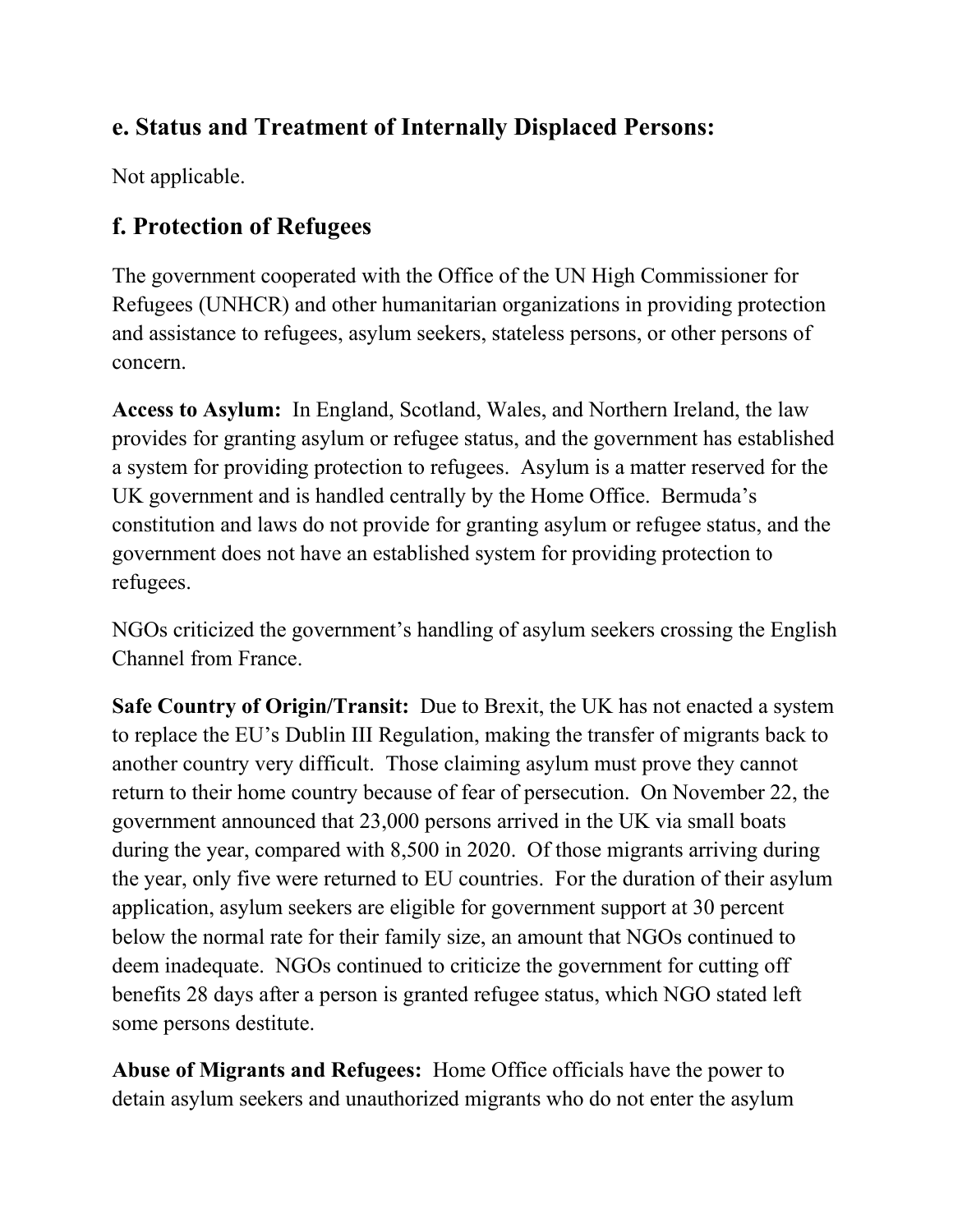## e. Status and Treatment of Internally Displaced Persons:

Not applicable.

## f. Protection of Refugees

The government cooperated with the Office of the UN High Commissioner for Refugees (UNHCR) and other humanitarian organizations in providing protection and assistance to refugees, asylum seekers, stateless persons, or other persons of concern.

**Access to Asylum:** In England, Scotland, Wales, and Northern Ireland, the law provides for granting asylum or refugee status, and the government has established a system for providing protection to refugees. Asylum is a matter reserved for the UK government and is handled centrally by the Home Office. Bermuda's constitution and laws do not provide for granting asylum or refugee status, and the government does not have an established system for providing protection to refugees.

NGOs criticized the government's handling of asylum seekers crossing the English Channel from France.

**Safe Country of Origin/Transit:** Due to Brexit, the UK has not enacted a system to replace the EU's Dublin III Regulation, making the transfer of migrants back to another country very difficult. Those claiming asylum must prove they cannot return to their home country because of fear of persecution. On November 22, the government announced that 23,000 persons arrived in the UK via small boats during the year, compared with 8,500 in 2020. Of those migrants arriving during the year, only five were returned to EU countries. For the duration of their asylum application, asylum seekers are eligible for government support at 30 percent below the normal rate for their family size, an amount that NGOs continued to deem inadequate. NGOs continued to criticize the government for cutting off benefits 28 days after a person is granted refugee status, which NGO stated left some persons destitute.

**Abuse of Migrants and Refugees:** Home Office officials have the power to detain asylum seekers and unauthorized migrants who do not enter the asylum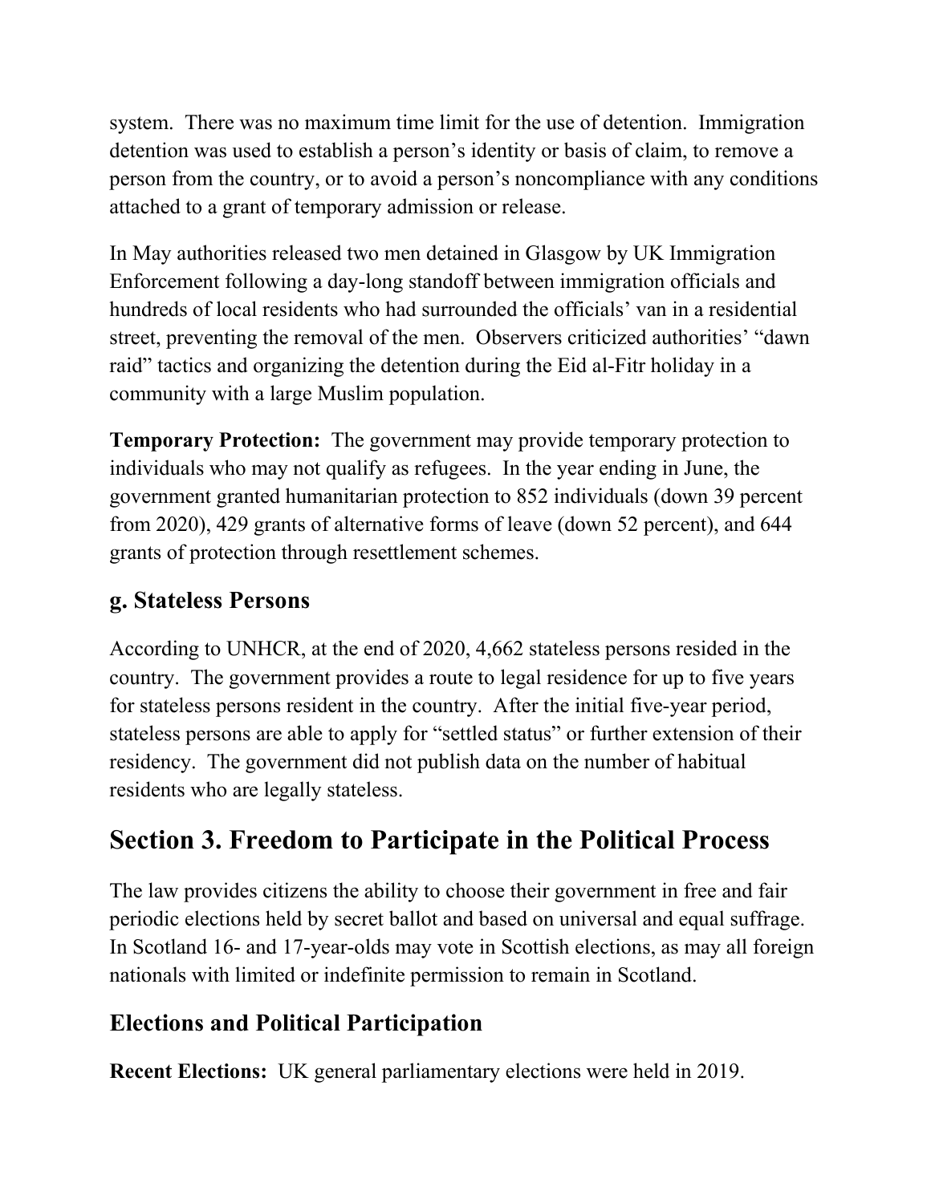system. There was no maximum time limit for the use of detention. Immigration detention was used to establish a person's identity or basis of claim, to remove a person from the country, or to avoid a person's noncompliance with any conditions attached to a grant of temporary admission or release.

In May authorities released two men detained in Glasgow by UK Immigration Enforcement following a day-long standoff between immigration officials and hundreds of local residents who had surrounded the officials' van in a residential street, preventing the removal of the men. Observers criticized authorities' "dawn raid" tactics and organizing the detention during the Eid al-Fitr holiday in a community with a large Muslim population.

**Temporary Protection:** The government may provide temporary protection to individuals who may not qualify as refugees. In the year ending in June, the government granted humanitarian protection to 852 individuals (down 39 percent from 2020), 429 grants of alternative forms of leave (down 52 percent), and 644 grants of protection through resettlement schemes.

### g. Stateless Persons

According to UNHCR, at the end of 2020, 4,662 stateless persons resided in the country. The government provides a route to legal residence for up to five years for stateless persons resident in the country. After the initial five-year period, stateless persons are able to apply for "settled status" or further extension of their residency. The government did not publish data on the number of habitual residents who are legally stateless.

## Section 3. Freedom to Participate in the Political Process

The law provides citizens the ability to choose their government in free and fair periodic elections held by secret ballot and based on universal and equal suffrage. In Scotland 16- and 17-year-olds may vote in Scottish elections, as may all foreign nationals with limited or indefinite permission to remain in Scotland.

### Elections and Political Participation

**Recent Elections:** UK general parliamentary elections were held in 2019.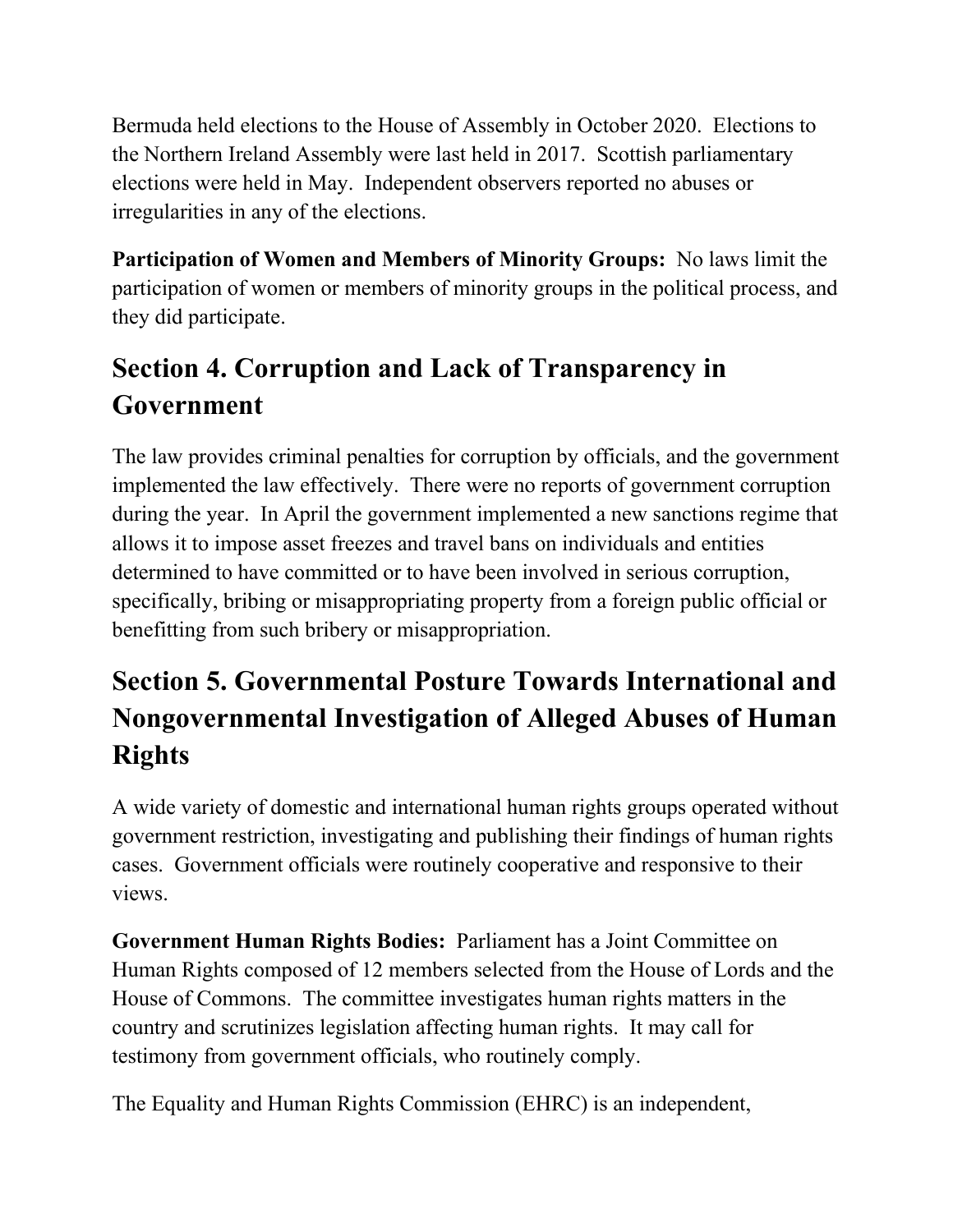Bermuda held elections to the House of Assembly in October 2020. Elections to the Northern Ireland Assembly were last held in 2017. Scottish parliamentary elections were held in May. Independent observers reported no abuses or irregularities in any of the elections.

**Participation of Women and Members of Minority Groups:** No laws limit the participation of women or members of minority groups in the political process, and they did participate.

## Section 4. Corruption and Lack of Transparency in Government

The law provides criminal penalties for corruption by officials, and the government implemented the law effectively. There were no reports of government corruption during the year. In April the government implemented a new sanctions regime that allows it to impose asset freezes and travel bans on individuals and entities determined to have committed or to have been involved in serious corruption, specifically, bribing or misappropriating property from a foreign public official or benefitting from such bribery or misappropriation.

## Section 5. Governmental Posture Towards International and Nongovernmental Investigation of Alleged Abuses of Human Rights

A wide variety of domestic and international human rights groups operated without government restriction, investigating and publishing their findings of human rights cases. Government officials were routinely cooperative and responsive to their views.

**Government Human Rights Bodies:** Parliament has a Joint Committee on Human Rights composed of 12 members selected from the House of Lords and the House of Commons. The committee investigates human rights matters in the country and scrutinizes legislation affecting human rights. It may call for testimony from government officials, who routinely comply.

The Equality and Human Rights Commission (EHRC) is an independent,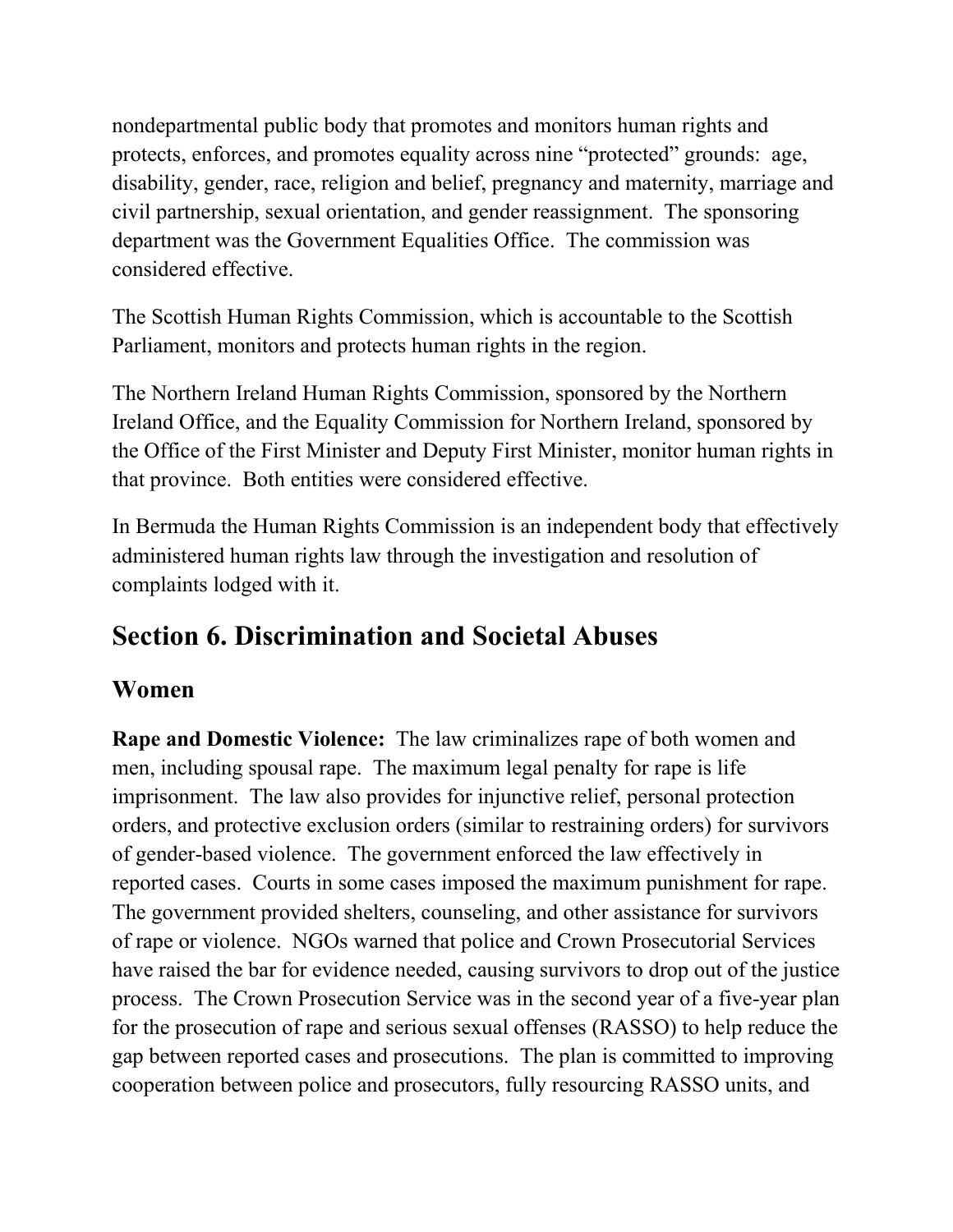nondepartmental public body that promotes and monitors human rights and protects, enforces, and promotes equality across nine "protected" grounds: age, disability, gender, race, religion and belief, pregnancy and maternity, marriage and civil partnership, sexual orientation, and gender reassignment. The sponsoring department was the Government Equalities Office. The commission was considered effective.

The Scottish Human Rights Commission, which is accountable to the Scottish Parliament, monitors and protects human rights in the region.

The Northern Ireland Human Rights Commission, sponsored by the Northern Ireland Office, and the Equality Commission for Northern Ireland, sponsored by the Office of the First Minister and Deputy First Minister, monitor human rights in that province. Both entities were considered effective.

In Bermuda the Human Rights Commission is an independent body that effectively administered human rights law through the investigation and resolution of complaints lodged with it.

## Section 6. Discrimination and Societal Abuses

### Women

**Rape and Domestic Violence:** The law criminalizes rape of both women and men, including spousal rape. The maximum legal penalty for rape is life imprisonment. The law also provides for injunctive relief, personal protection orders, and protective exclusion orders (similar to restraining orders) for survivors of gender-based violence. The government enforced the law effectively in reported cases. Courts in some cases imposed the maximum punishment for rape. The government provided shelters, counseling, and other assistance for survivors of rape or violence. NGOs warned that police and Crown Prosecutorial Services have raised the bar for evidence needed, causing survivors to drop out of the justice process. The Crown Prosecution Service was in the second year of a five-year plan for the prosecution of rape and serious sexual offenses (RASSO) to help reduce the gap between reported cases and prosecutions. The plan is committed to improving cooperation between police and prosecutors, fully resourcing RASSO units, and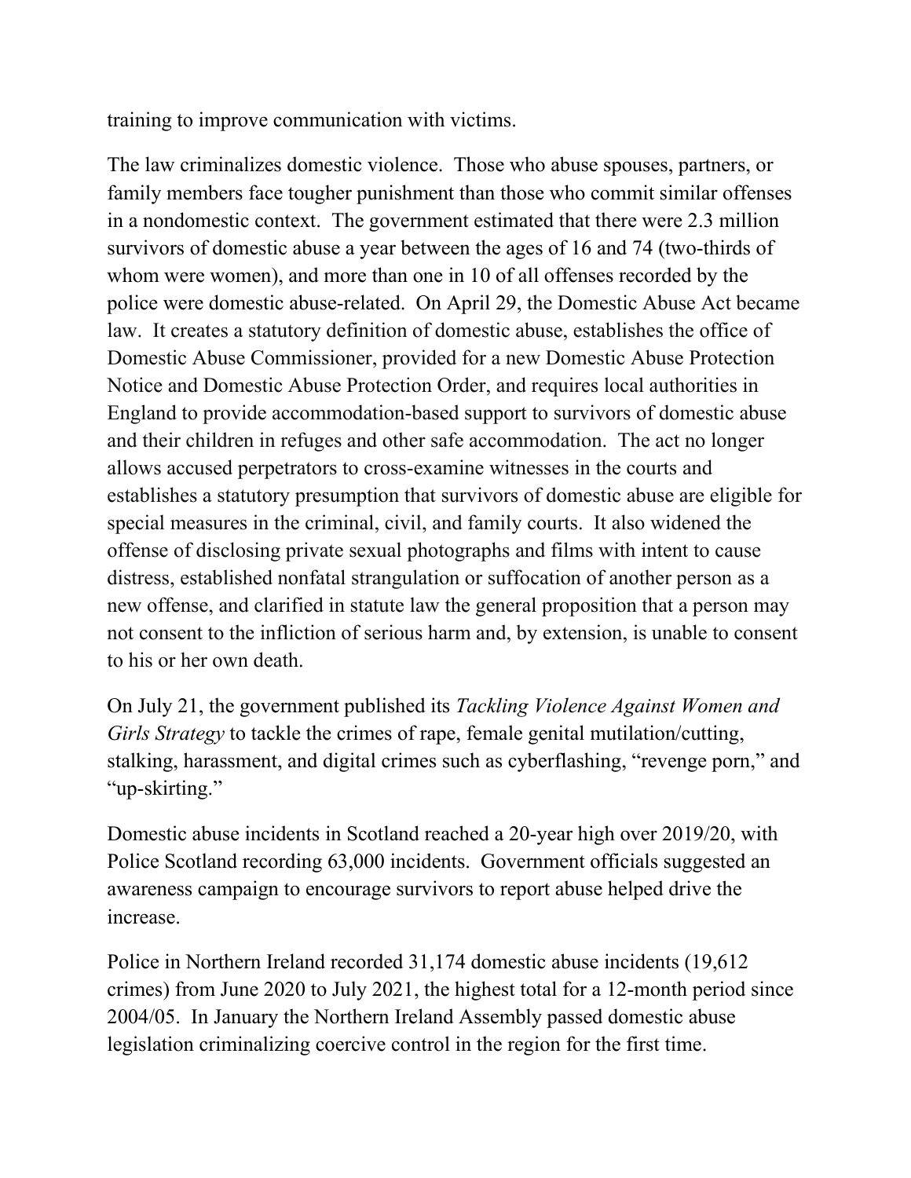training to improve communication with victims.

The law criminalizes domestic violence. Those who abuse spouses, partners, or family members face tougher punishment than those who commit similar offenses in a nondomestic context. The government estimated that there were 2.3 million survivors of domestic abuse a year between the ages of 16 and 74 (two-thirds of whom were women), and more than one in 10 of all offenses recorded by the police were domestic abuse-related. On April 29, the Domestic Abuse Act became law. It creates a statutory definition of domestic abuse, establishes the office of Domestic Abuse Commissioner, provided for a new Domestic Abuse Protection Notice and Domestic Abuse Protection Order, and requires local authorities in England to provide accommodation-based support to survivors of domestic abuse and their children in refuges and other safe accommodation. The act no longer allows accused perpetrators to cross-examine witnesses in the courts and establishes a statutory presumption that survivors of domestic abuse are eligible for special measures in the criminal, civil, and family courts. It also widened the offense of disclosing private sexual photographs and films with intent to cause distress, established nonfatal strangulation or suffocation of another person as a new offense, and clarified in statute law the general proposition that a person may not consent to the infliction of serious harm and, by extension, is unable to consent to his or her own death.

On July 21, the government published its *Tackling Violence Against Women and Girls Strategy* to tackle the crimes of rape, female genital mutilation/cutting, stalking, harassment, and digital crimes such as cyberflashing, "revenge porn," and "up-skirting."

Domestic abuse incidents in Scotland reached a 20-year high over 2019/20, with Police Scotland recording 63,000 incidents. Government officials suggested an awareness campaign to encourage survivors to report abuse helped drive the increase.

Police in Northern Ireland recorded 31,174 domestic abuse incidents (19,612 crimes) from June 2020 to July 2021, the highest total for a 12-month period since 2004/05. In January the Northern Ireland Assembly passed domestic abuse legislation criminalizing coercive control in the region for the first time.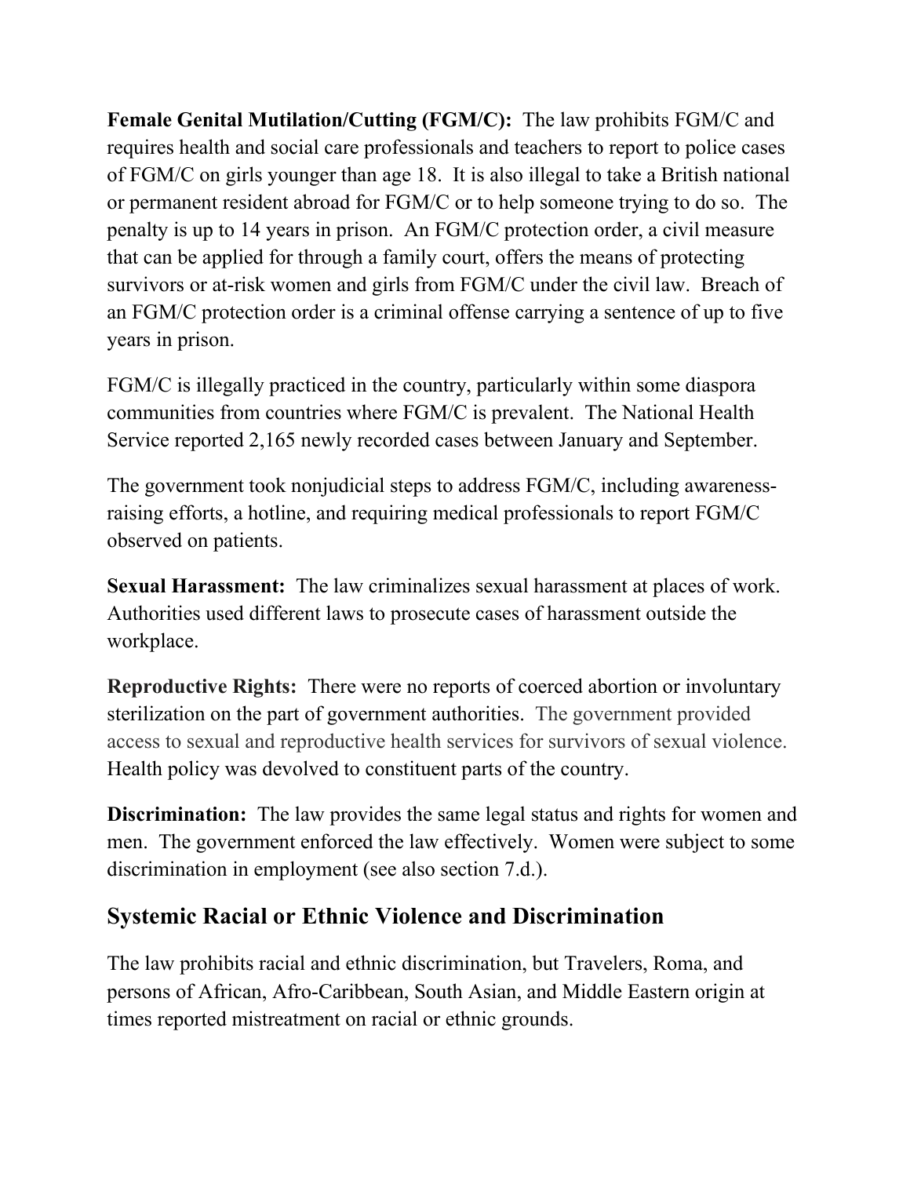**Female Genital Mutilation/Cutting (FGM/C):** The law prohibits FGM/C and requires health and social care professionals and teachers to report to police cases of FGM/C on girls younger than age 18. It is also illegal to take a British national or permanent resident abroad for FGM/C or to help someone trying to do so. The penalty is up to 14 years in prison. An FGM/C protection order, a civil measure that can be applied for through a family court, offers the means of protecting survivors or at-risk women and girls from FGM/C under the civil law. Breach of an FGM/C protection order is a criminal offense carrying a sentence of up to five years in prison.

FGM/C is illegally practiced in the country, particularly within some diaspora communities from countries where FGM/C is prevalent. The National Health Service reported 2,165 newly recorded cases between January and September.

The government took nonjudicial steps to address FGM/C, including awareness-raising efforts, a hotline, and requiring medical professionals to report FGM/C observed on patients.

**Sexual Harassment:** The law criminalizes sexual harassment at places of work. Authorities used different laws to prosecute cases of harassment outside the workplace.

**Reproductive Rights:** There were no reports of coerced abortion or involuntary sterilization on the part of government authorities. The government provided access to sexual and reproductive health services for survivors of sexual violence. Health policy was devolved to constituent parts of the country.

**Discrimination:** The law provides the same legal status and rights for women and men. The government enforced the law effectively. Women were subject to some discrimination in employment (see also section 7.d.).

## Systemic Racial or Ethnic Violence and Discrimination

The law prohibits racial and ethnic discrimination, but Travelers, Roma, and persons of African, Afro-Caribbean, South Asian, and Middle Eastern origin at times reported mistreatment on racial or ethnic grounds.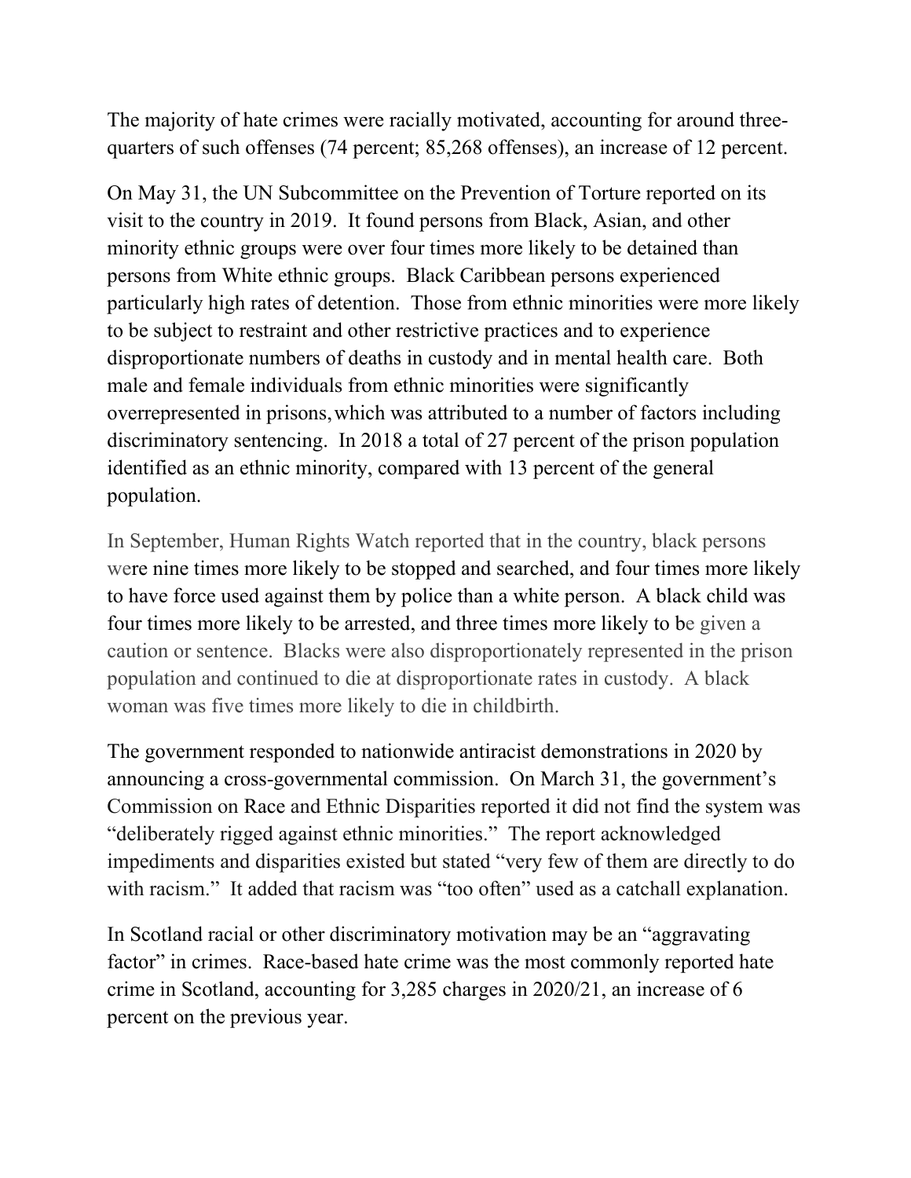The majority of hate crimes were racially motivated, accounting for around three-quarters of such offenses (74 percent; 85,268 offenses), an increase of 12 percent.

On May 31, the UN Subcommittee on the Prevention of Torture reported on its visit to the country in 2019. It found persons from Black, Asian, and other minority ethnic groups were over four times more likely to be detained than persons from White ethnic groups. Black Caribbean persons experienced particularly high rates of detention. Those from ethnic minorities were more likely to be subject to restraint and other restrictive practices and to experience disproportionate numbers of deaths in custody and in mental health care. Both male and female individuals from ethnic minorities were significantly overrepresented in prisons, which was attributed to a number of factors including discriminatory sentencing. In 2018 a total of 27 percent of the prison population identified as an ethnic minority, compared with 13 percent of the general population.

In September, Human Rights Watch reported that in the country, black persons were nine times more likely to be stopped and searched, and four times more likely to have force used against them by police than a white person. A black child was four times more likely to be arrested, and three times more likely to be given a caution or sentence. Blacks were also disproportionately represented in the prison population and continued to die at disproportionate rates in custody. A black woman was five times more likely to die in childbirth.

The government responded to nationwide antiracist demonstrations in 2020 by announcing a cross-governmental commission. On March 31, the government's Commission on Race and Ethnic Disparities reported it did not find the system was "deliberately rigged against ethnic minorities." The report acknowledged impediments and disparities existed but stated "very few of them are directly to do with racism." It added that racism was "too often" used as a catchall explanation.

In Scotland racial or other discriminatory motivation may be an "aggravating factor" in crimes. Race-based hate crime was the most commonly reported hate crime in Scotland, accounting for 3,285 charges in 2020/21, an increase of 6 percent on the previous year.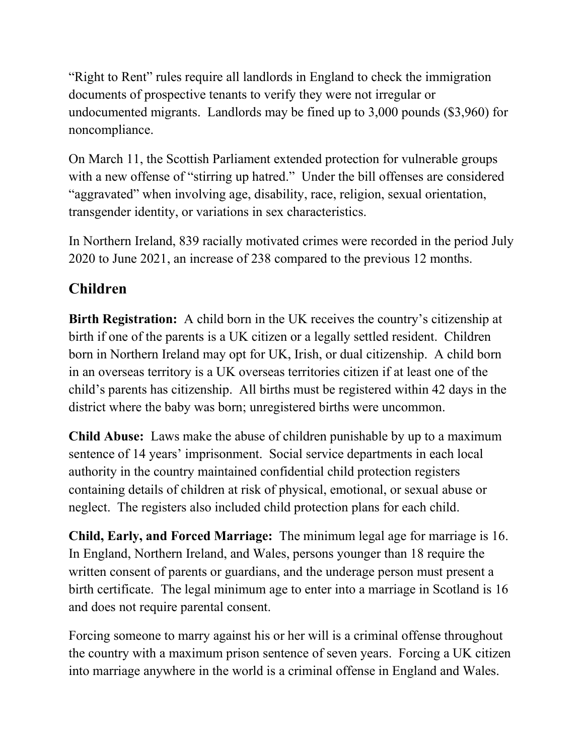"Right to Rent" rules require all landlords in England to check the immigration documents of prospective tenants to verify they were not irregular or undocumented migrants. Landlords may be fined up to 3,000 pounds ($3,960) for noncompliance.

On March 11, the Scottish Parliament extended protection for vulnerable groups with a new offense of "stirring up hatred." Under the bill offenses are considered "aggravated" when involving age, disability, race, religion, sexual orientation, transgender identity, or variations in sex characteristics.

In Northern Ireland, 839 racially motivated crimes were recorded in the period July 2020 to June 2021, an increase of 238 compared to the previous 12 months.

## Children

**Birth Registration:** A child born in the UK receives the country's citizenship at birth if one of the parents is a UK citizen or a legally settled resident. Children born in Northern Ireland may opt for UK, Irish, or dual citizenship. A child born in an overseas territory is a UK overseas territories citizen if at least one of the child's parents has citizenship. All births must be registered within 42 days in the district where the baby was born; unregistered births were uncommon.

**Child Abuse:** Laws make the abuse of children punishable by up to a maximum sentence of 14 years' imprisonment. Social service departments in each local authority in the country maintained confidential child protection registers containing details of children at risk of physical, emotional, or sexual abuse or neglect. The registers also included child protection plans for each child.

**Child, Early, and Forced Marriage:** The minimum legal age for marriage is 16. In England, Northern Ireland, and Wales, persons younger than 18 require the written consent of parents or guardians, and the underage person must present a birth certificate. The legal minimum age to enter into a marriage in Scotland is 16 and does not require parental consent.

Forcing someone to marry against his or her will is a criminal offense throughout the country with a maximum prison sentence of seven years. Forcing a UK citizen into marriage anywhere in the world is a criminal offense in England and Wales.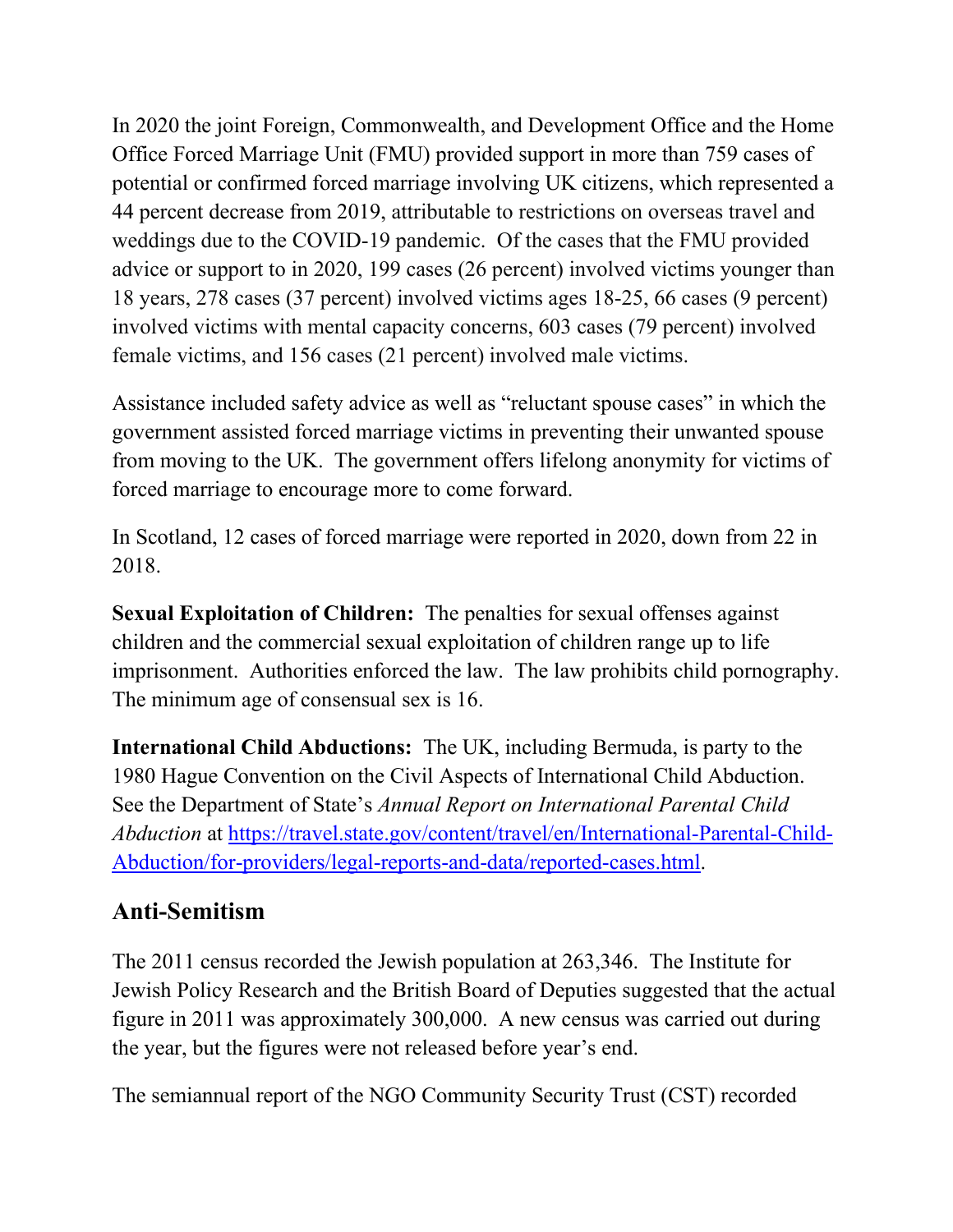In 2020 the joint Foreign, Commonwealth, and Development Office and the Home Office Forced Marriage Unit (FMU) provided support in more than 759 cases of potential or confirmed forced marriage involving UK citizens, which represented a 44 percent decrease from 2019, attributable to restrictions on overseas travel and weddings due to the COVID-19 pandemic. Of the cases that the FMU provided advice or support to in 2020, 199 cases (26 percent) involved victims younger than 18 years, 278 cases (37 percent) involved victims ages 18-25, 66 cases (9 percent) involved victims with mental capacity concerns, 603 cases (79 percent) involved female victims, and 156 cases (21 percent) involved male victims.

Assistance included safety advice as well as "reluctant spouse cases" in which the government assisted forced marriage victims in preventing their unwanted spouse from moving to the UK. The government offers lifelong anonymity for victims of forced marriage to encourage more to come forward.

In Scotland, 12 cases of forced marriage were reported in 2020, down from 22 in 2018.

**Sexual Exploitation of Children:** The penalties for sexual offenses against children and the commercial sexual exploitation of children range up to life imprisonment. Authorities enforced the law. The law prohibits child pornography. The minimum age of consensual sex is 16.

**International Child Abductions:** The UK, including Bermuda, is party to the 1980 Hague Convention on the Civil Aspects of International Child Abduction. See the Department of State's *Annual Report on International Parental Child Abduction* at [https://travel.state.gov/content/travel/en/International-Parental-Child-Abduction/for-providers/legal-reports-and-data/reported-cases.html](https://travel.state.gov/content/travel/en/International-Parental-Child-Abduction/for-providers/legal-reports-and-data/reported-cases.html).

## Anti-Semitism

The 2011 census recorded the Jewish population at 263,346. The Institute for Jewish Policy Research and the British Board of Deputies suggested that the actual figure in 2011 was approximately 300,000. A new census was carried out during the year, but the figures were not released before year's end.

The semiannual report of the NGO Community Security Trust (CST) recorded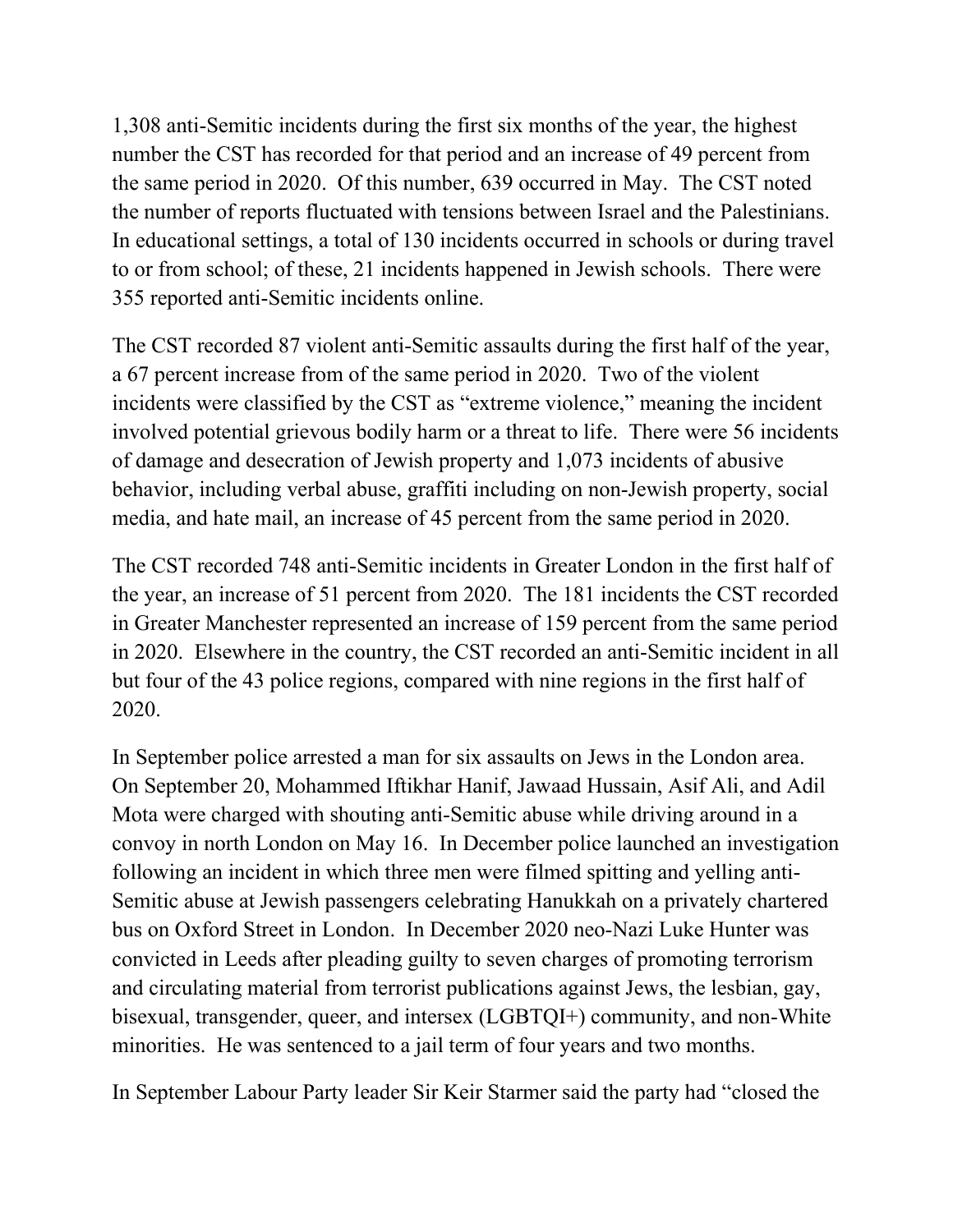1,308 anti-Semitic incidents during the first six months of the year, the highest number the CST has recorded for that period and an increase of 49 percent from the same period in 2020. Of this number, 639 occurred in May. The CST noted the number of reports fluctuated with tensions between Israel and the Palestinians. In educational settings, a total of 130 incidents occurred in schools or during travel to or from school; of these, 21 incidents happened in Jewish schools. There were 355 reported anti-Semitic incidents online.

The CST recorded 87 violent anti-Semitic assaults during the first half of the year, a 67 percent increase from of the same period in 2020. Two of the violent incidents were classified by the CST as "extreme violence," meaning the incident involved potential grievous bodily harm or a threat to life. There were 56 incidents of damage and desecration of Jewish property and 1,073 incidents of abusive behavior, including verbal abuse, graffiti including on non-Jewish property, social media, and hate mail, an increase of 45 percent from the same period in 2020.

The CST recorded 748 anti-Semitic incidents in Greater London in the first half of the year, an increase of 51 percent from 2020. The 181 incidents the CST recorded in Greater Manchester represented an increase of 159 percent from the same period in 2020. Elsewhere in the country, the CST recorded an anti-Semitic incident in all but four of the 43 police regions, compared with nine regions in the first half of 2020.

In September police arrested a man for six assaults on Jews in the London area. On September 20, Mohammed Iftikhar Hanif, Jawaad Hussain, Asif Ali, and Adil Mota were charged with shouting anti-Semitic abuse while driving around in a convoy in north London on May 16. In December police launched an investigation following an incident in which three men were filmed spitting and yelling anti-Semitic abuse at Jewish passengers celebrating Hanukkah on a privately chartered bus on Oxford Street in London. In December 2020 neo-Nazi Luke Hunter was convicted in Leeds after pleading guilty to seven charges of promoting terrorism and circulating material from terrorist publications against Jews, the lesbian, gay, bisexual, transgender, queer, and intersex (LGBTQI+) community, and non-White minorities. He was sentenced to a jail term of four years and two months.

In September Labour Party leader Sir Keir Starmer said the party had "closed the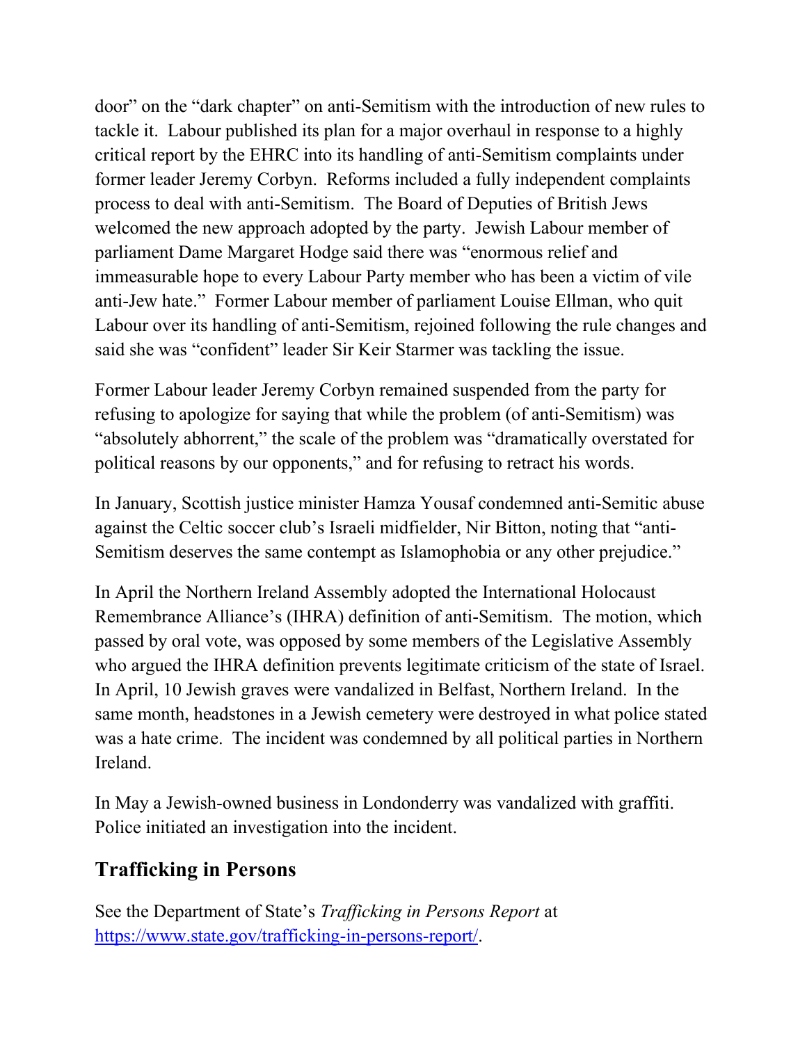door" on the "dark chapter" on anti-Semitism with the introduction of new rules to tackle it. Labour published its plan for a major overhaul in response to a highly critical report by the EHRC into its handling of anti-Semitism complaints under former leader Jeremy Corbyn. Reforms included a fully independent complaints process to deal with anti-Semitism. The Board of Deputies of British Jews welcomed the new approach adopted by the party. Jewish Labour member of parliament Dame Margaret Hodge said there was "enormous relief and immeasurable hope to every Labour Party member who has been a victim of vile anti-Jew hate." Former Labour member of parliament Louise Ellman, who quit Labour over its handling of anti-Semitism, rejoined following the rule changes and said she was "confident" leader Sir Keir Starmer was tackling the issue.

Former Labour leader Jeremy Corbyn remained suspended from the party for refusing to apologize for saying that while the problem (of anti-Semitism) was "absolutely abhorrent," the scale of the problem was "dramatically overstated for political reasons by our opponents," and for refusing to retract his words.

In January, Scottish justice minister Hamza Yousaf condemned anti-Semitic abuse against the Celtic soccer club's Israeli midfielder, Nir Bitton, noting that "anti-Semitism deserves the same contempt as Islamophobia or any other prejudice."

In April the Northern Ireland Assembly adopted the International Holocaust Remembrance Alliance's (IHRA) definition of anti-Semitism. The motion, which passed by oral vote, was opposed by some members of the Legislative Assembly who argued the IHRA definition prevents legitimate criticism of the state of Israel. In April, 10 Jewish graves were vandalized in Belfast, Northern Ireland. In the same month, headstones in a Jewish cemetery were destroyed in what police stated was a hate crime. The incident was condemned by all political parties in Northern Ireland.

In May a Jewish-owned business in Londonderry was vandalized with graffiti. Police initiated an investigation into the incident.

## Trafficking in Persons

See the Department of State's *Trafficking in Persons Report* at https://www.state.gov/trafficking-in-persons-report/.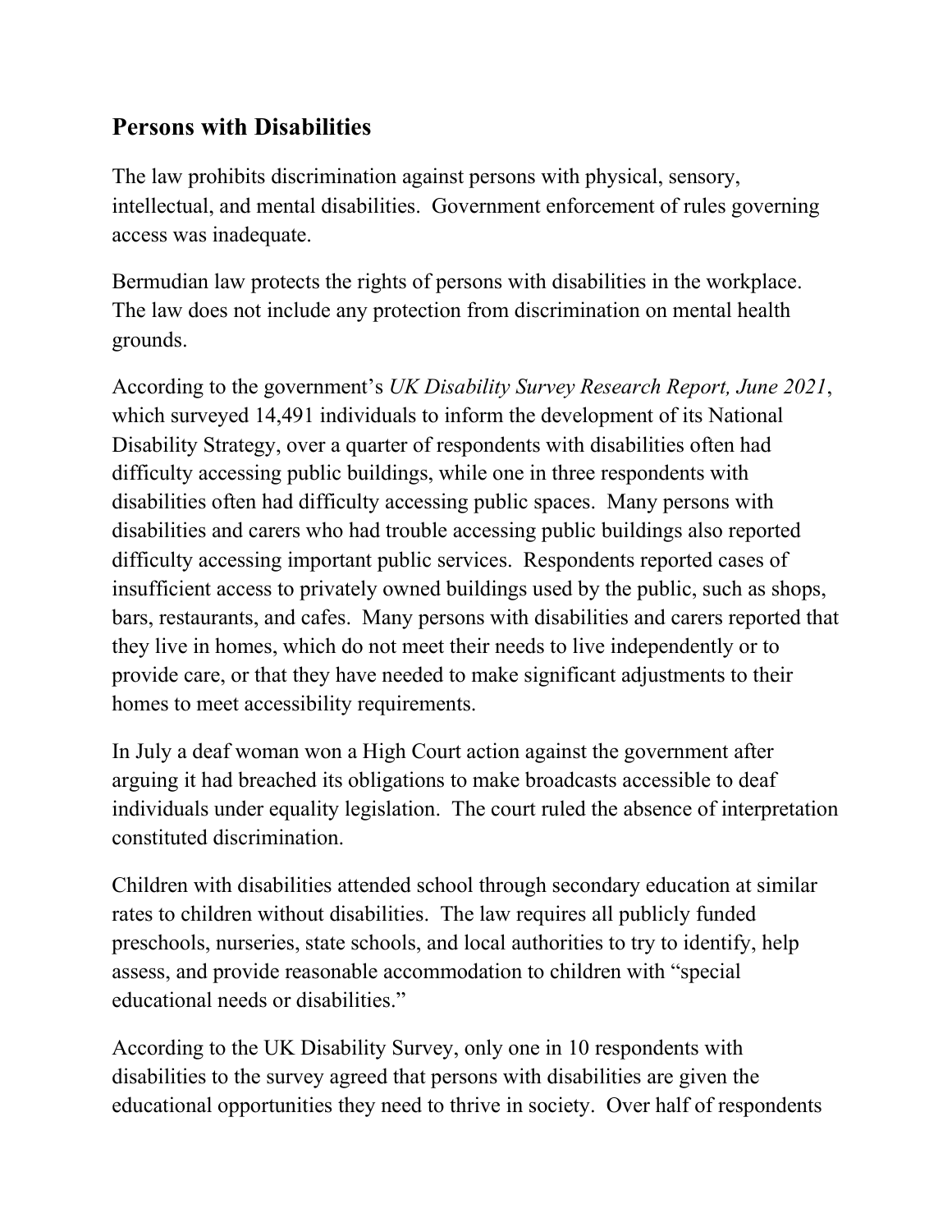## Persons with Disabilities

The law prohibits discrimination against persons with physical, sensory, intellectual, and mental disabilities. Government enforcement of rules governing access was inadequate.

Bermudian law protects the rights of persons with disabilities in the workplace. The law does not include any protection from discrimination on mental health grounds.

According to the government's *UK Disability Survey Research Report, June 2021*, which surveyed 14,491 individuals to inform the development of its National Disability Strategy, over a quarter of respondents with disabilities often had difficulty accessing public buildings, while one in three respondents with disabilities often had difficulty accessing public spaces. Many persons with disabilities and carers who had trouble accessing public buildings also reported difficulty accessing important public services. Respondents reported cases of insufficient access to privately owned buildings used by the public, such as shops, bars, restaurants, and cafes. Many persons with disabilities and carers reported that they live in homes, which do not meet their needs to live independently or to provide care, or that they have needed to make significant adjustments to their homes to meet accessibility requirements.

In July a deaf woman won a High Court action against the government after arguing it had breached its obligations to make broadcasts accessible to deaf individuals under equality legislation. The court ruled the absence of interpretation constituted discrimination.

Children with disabilities attended school through secondary education at similar rates to children without disabilities. The law requires all publicly funded preschools, nurseries, state schools, and local authorities to try to identify, help assess, and provide reasonable accommodation to children with "special educational needs or disabilities."

According to the UK Disability Survey, only one in 10 respondents with disabilities to the survey agreed that persons with disabilities are given the educational opportunities they need to thrive in society. Over half of respondents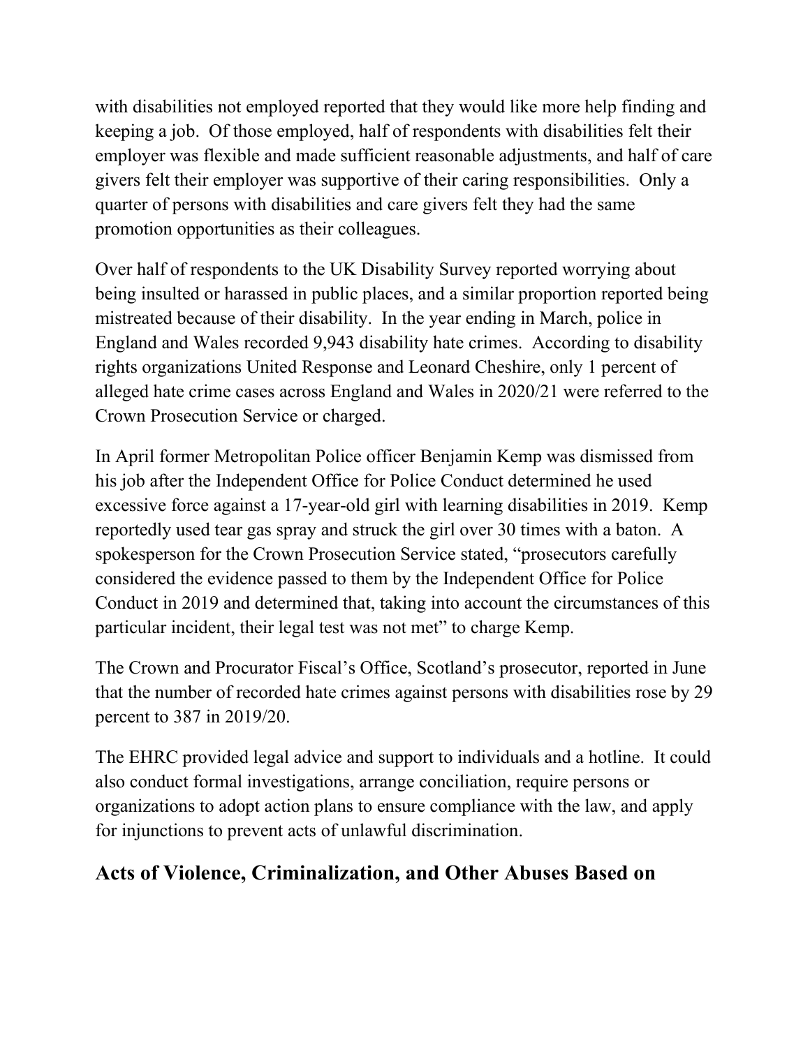with disabilities not employed reported that they would like more help finding and keeping a job. Of those employed, half of respondents with disabilities felt their employer was flexible and made sufficient reasonable adjustments, and half of care givers felt their employer was supportive of their caring responsibilities. Only a quarter of persons with disabilities and care givers felt they had the same promotion opportunities as their colleagues.

Over half of respondents to the UK Disability Survey reported worrying about being insulted or harassed in public places, and a similar proportion reported being mistreated because of their disability. In the year ending in March, police in England and Wales recorded 9,943 disability hate crimes. According to disability rights organizations United Response and Leonard Cheshire, only 1 percent of alleged hate crime cases across England and Wales in 2020/21 were referred to the Crown Prosecution Service or charged.

In April former Metropolitan Police officer Benjamin Kemp was dismissed from his job after the Independent Office for Police Conduct determined he used excessive force against a 17-year-old girl with learning disabilities in 2019. Kemp reportedly used tear gas spray and struck the girl over 30 times with a baton. A spokesperson for the Crown Prosecution Service stated, "prosecutors carefully considered the evidence passed to them by the Independent Office for Police Conduct in 2019 and determined that, taking into account the circumstances of this particular incident, their legal test was not met" to charge Kemp.

The Crown and Procurator Fiscal's Office, Scotland's prosecutor, reported in June that the number of recorded hate crimes against persons with disabilities rose by 29 percent to 387 in 2019/20.

The EHRC provided legal advice and support to individuals and a hotline. It could also conduct formal investigations, arrange conciliation, require persons or organizations to adopt action plans to ensure compliance with the law, and apply for injunctions to prevent acts of unlawful discrimination.

## Acts of Violence, Criminalization, and Other Abuses Based on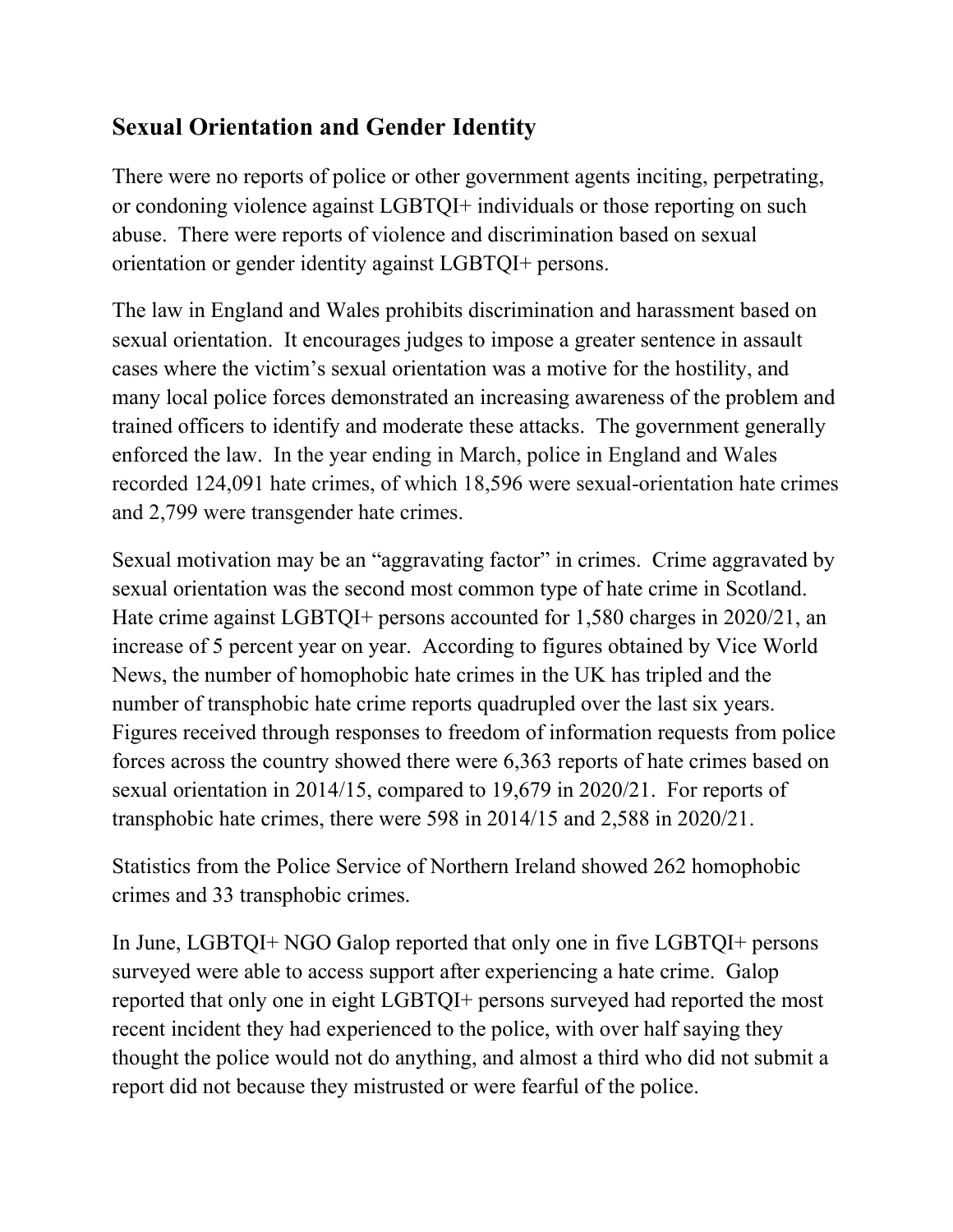## Sexual Orientation and Gender Identity

There were no reports of police or other government agents inciting, perpetrating, or condoning violence against LGBTQI+ individuals or those reporting on such abuse. There were reports of violence and discrimination based on sexual orientation or gender identity against LGBTQI+ persons.

The law in England and Wales prohibits discrimination and harassment based on sexual orientation. It encourages judges to impose a greater sentence in assault cases where the victim's sexual orientation was a motive for the hostility, and many local police forces demonstrated an increasing awareness of the problem and trained officers to identify and moderate these attacks. The government generally enforced the law. In the year ending in March, police in England and Wales recorded 124,091 hate crimes, of which 18,596 were sexual-orientation hate crimes and 2,799 were transgender hate crimes.

Sexual motivation may be an "aggravating factor" in crimes. Crime aggravated by sexual orientation was the second most common type of hate crime in Scotland. Hate crime against LGBTQI+ persons accounted for 1,580 charges in 2020/21, an increase of 5 percent year on year. According to figures obtained by Vice World News, the number of homophobic hate crimes in the UK has tripled and the number of transphobic hate crime reports quadrupled over the last six years. Figures received through responses to freedom of information requests from police forces across the country showed there were 6,363 reports of hate crimes based on sexual orientation in 2014/15, compared to 19,679 in 2020/21. For reports of transphobic hate crimes, there were 598 in 2014/15 and 2,588 in 2020/21.

Statistics from the Police Service of Northern Ireland showed 262 homophobic crimes and 33 transphobic crimes.

In June, LGBTQI+ NGO Galop reported that only one in five LGBTQI+ persons surveyed were able to access support after experiencing a hate crime. Galop reported that only one in eight LGBTQI+ persons surveyed had reported the most recent incident they had experienced to the police, with over half saying they thought the police would not do anything, and almost a third who did not submit a report did not because they mistrusted or were fearful of the police.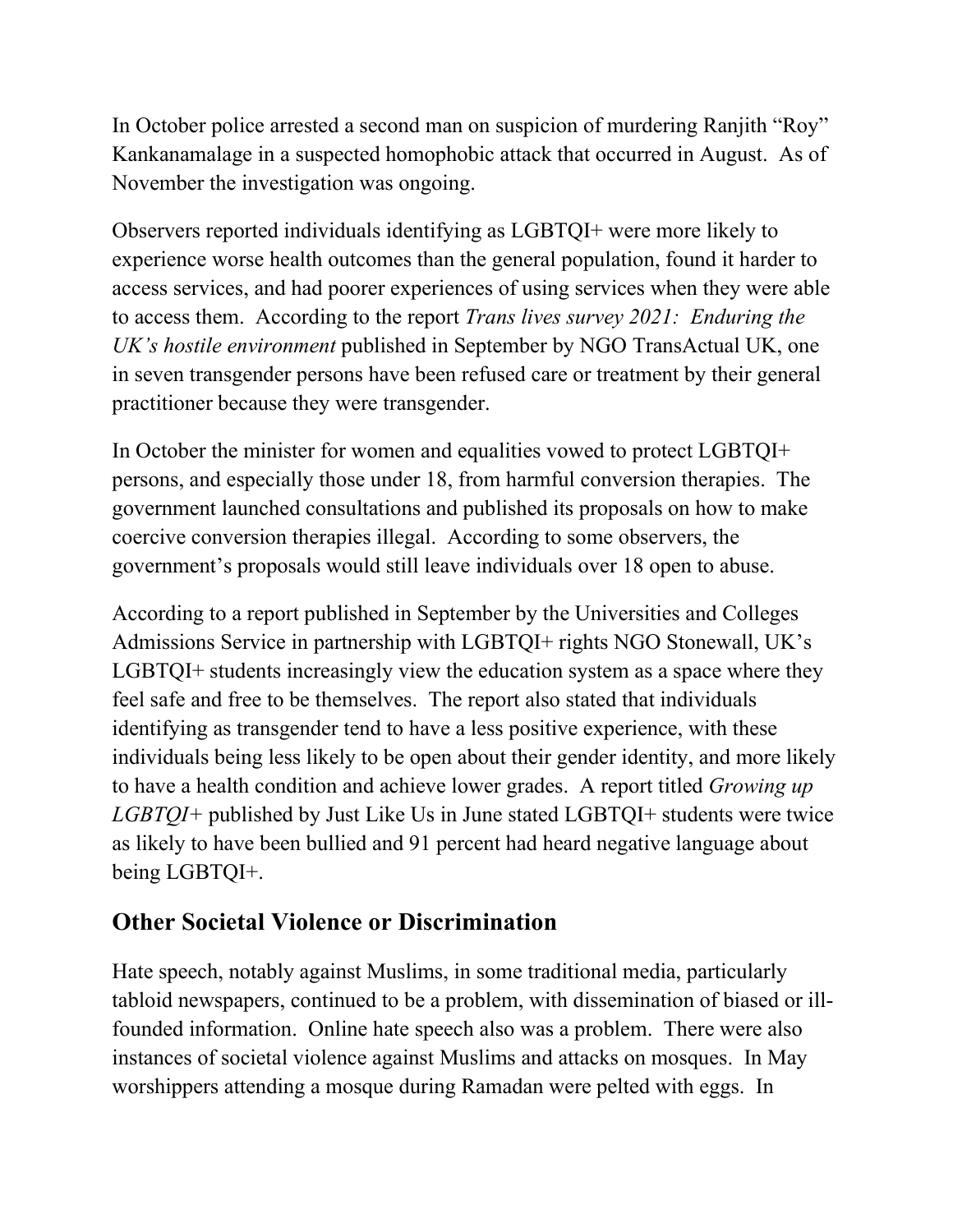In October police arrested a second man on suspicion of murdering Ranjith "Roy" Kankanamalage in a suspected homophobic attack that occurred in August. As of November the investigation was ongoing.

Observers reported individuals identifying as LGBTQI+ were more likely to experience worse health outcomes than the general population, found it harder to access services, and had poorer experiences of using services when they were able to access them. According to the report *Trans lives survey 2021: Enduring the UK's hostile environment* published in September by NGO TransActual UK, one in seven transgender persons have been refused care or treatment by their general practitioner because they were transgender.

In October the minister for women and equalities vowed to protect LGBTQI+ persons, and especially those under 18, from harmful conversion therapies. The government launched consultations and published its proposals on how to make coercive conversion therapies illegal. According to some observers, the government's proposals would still leave individuals over 18 open to abuse.

According to a report published in September by the Universities and Colleges Admissions Service in partnership with LGBTQI+ rights NGO Stonewall, UK's LGBTQI+ students increasingly view the education system as a space where they feel safe and free to be themselves. The report also stated that individuals identifying as transgender tend to have a less positive experience, with these individuals being less likely to be open about their gender identity, and more likely to have a health condition and achieve lower grades. A report titled *Growing up LGBTQI+* published by Just Like Us in June stated LGBTQI+ students were twice as likely to have been bullied and 91 percent had heard negative language about being LGBTQI+.

## Other Societal Violence or Discrimination

Hate speech, notably against Muslims, in some traditional media, particularly tabloid newspapers, continued to be a problem, with dissemination of biased or ill-founded information. Online hate speech also was a problem. There were also instances of societal violence against Muslims and attacks on mosques. In May worshippers attending a mosque during Ramadan were pelted with eggs. In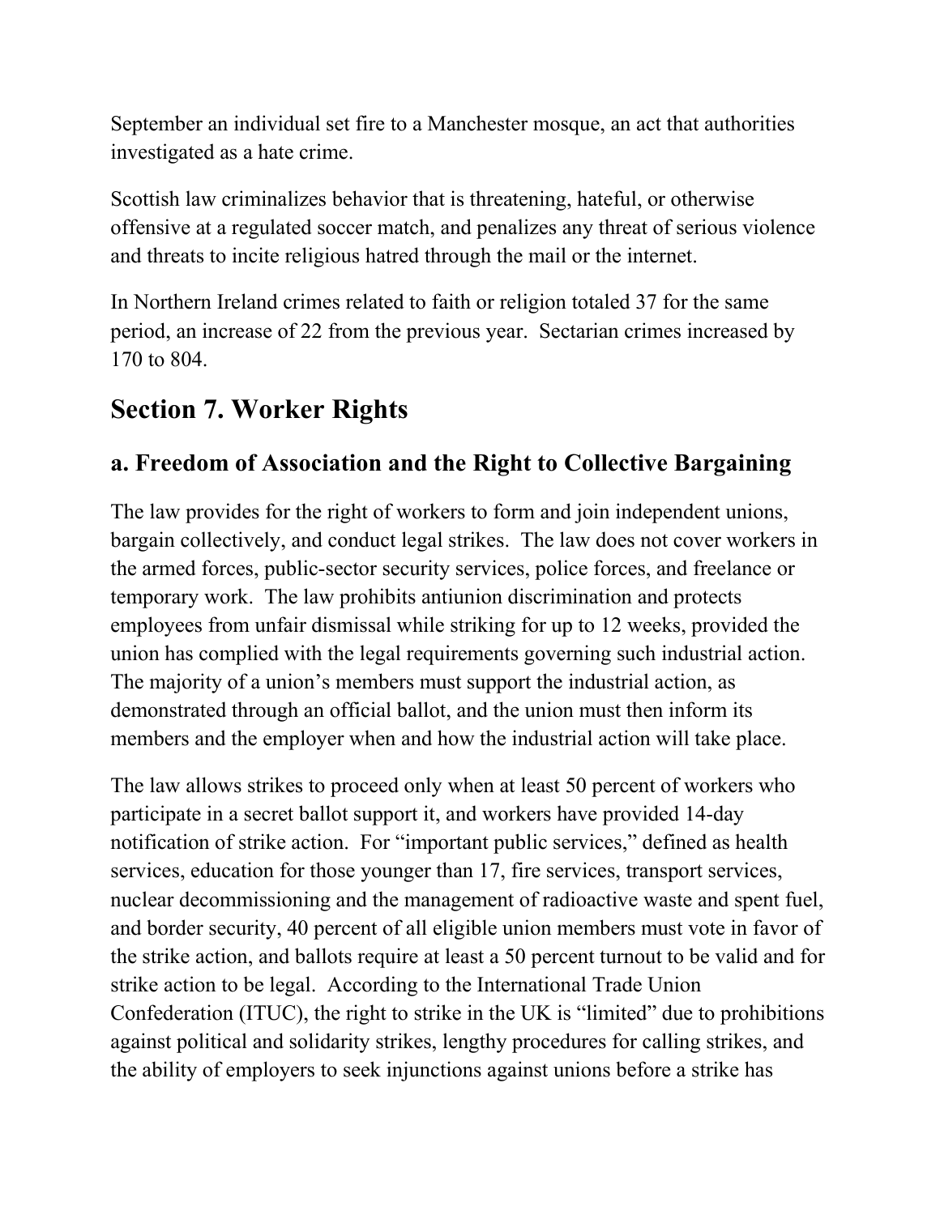September an individual set fire to a Manchester mosque, an act that authorities investigated as a hate crime.

Scottish law criminalizes behavior that is threatening, hateful, or otherwise offensive at a regulated soccer match, and penalizes any threat of serious violence and threats to incite religious hatred through the mail or the internet.

In Northern Ireland crimes related to faith or religion totaled 37 for the same period, an increase of 22 from the previous year. Sectarian crimes increased by 170 to 804.

## Section 7. Worker Rights

### a. Freedom of Association and the Right to Collective Bargaining

The law provides for the right of workers to form and join independent unions, bargain collectively, and conduct legal strikes. The law does not cover workers in the armed forces, public-sector security services, police forces, and freelance or temporary work. The law prohibits antiunion discrimination and protects employees from unfair dismissal while striking for up to 12 weeks, provided the union has complied with the legal requirements governing such industrial action. The majority of a union's members must support the industrial action, as demonstrated through an official ballot, and the union must then inform its members and the employer when and how the industrial action will take place.

The law allows strikes to proceed only when at least 50 percent of workers who participate in a secret ballot support it, and workers have provided 14-day notification of strike action. For "important public services," defined as health services, education for those younger than 17, fire services, transport services, nuclear decommissioning and the management of radioactive waste and spent fuel, and border security, 40 percent of all eligible union members must vote in favor of the strike action, and ballots require at least a 50 percent turnout to be valid and for strike action to be legal. According to the International Trade Union Confederation (ITUC), the right to strike in the UK is "limited" due to prohibitions against political and solidarity strikes, lengthy procedures for calling strikes, and the ability of employers to seek injunctions against unions before a strike has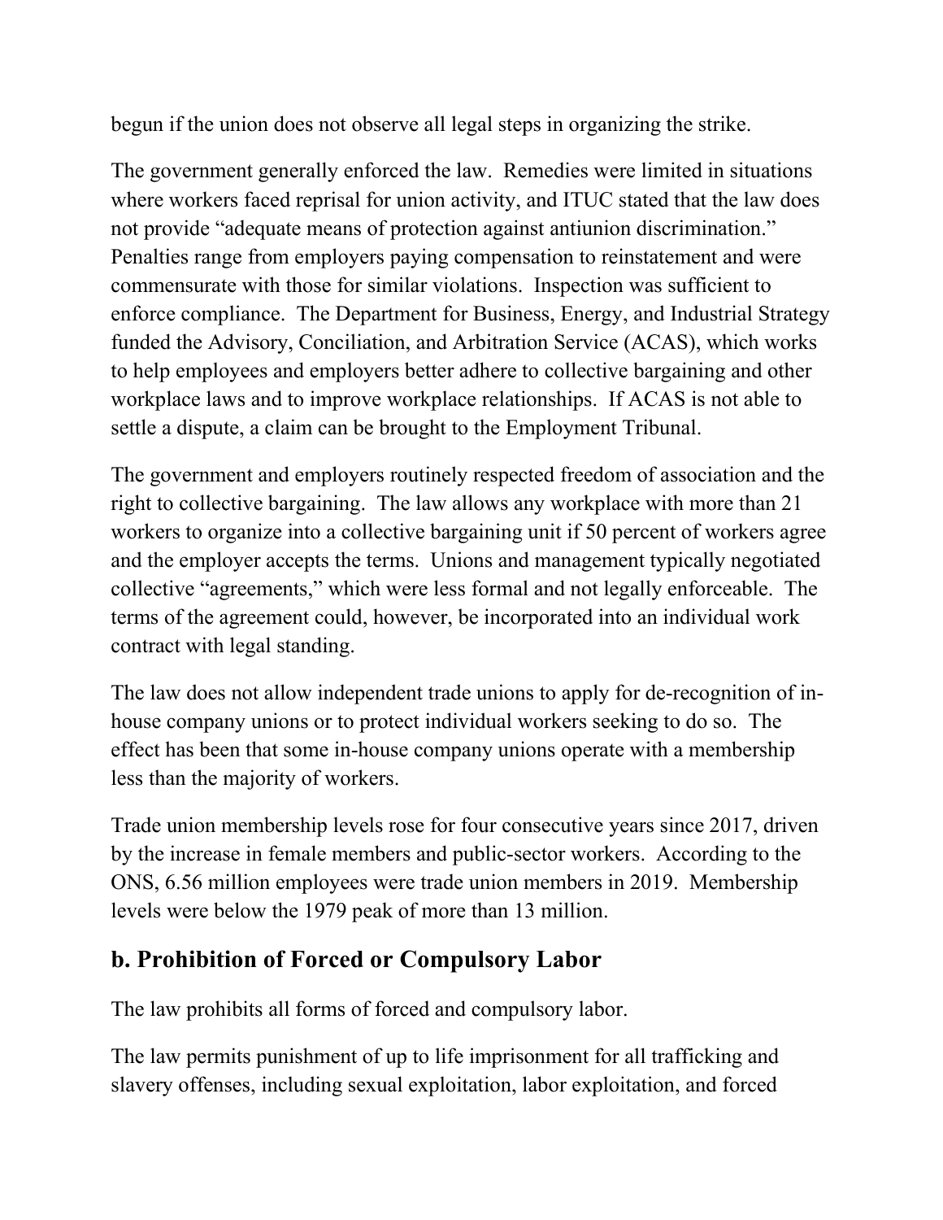begun if the union does not observe all legal steps in organizing the strike.

The government generally enforced the law. Remedies were limited in situations where workers faced reprisal for union activity, and ITUC stated that the law does not provide "adequate means of protection against antiunion discrimination." Penalties range from employers paying compensation to reinstatement and were commensurate with those for similar violations. Inspection was sufficient to enforce compliance. The Department for Business, Energy, and Industrial Strategy funded the Advisory, Conciliation, and Arbitration Service (ACAS), which works to help employees and employers better adhere to collective bargaining and other workplace laws and to improve workplace relationships. If ACAS is not able to settle a dispute, a claim can be brought to the Employment Tribunal.

The government and employers routinely respected freedom of association and the right to collective bargaining. The law allows any workplace with more than 21 workers to organize into a collective bargaining unit if 50 percent of workers agree and the employer accepts the terms. Unions and management typically negotiated collective "agreements," which were less formal and not legally enforceable. The terms of the agreement could, however, be incorporated into an individual work contract with legal standing.

The law does not allow independent trade unions to apply for de-recognition of in-house company unions or to protect individual workers seeking to do so. The effect has been that some in-house company unions operate with a membership less than the majority of workers.

Trade union membership levels rose for four consecutive years since 2017, driven by the increase in female members and public-sector workers. According to the ONS, 6.56 million employees were trade union members in 2019. Membership levels were below the 1979 peak of more than 13 million.

## b. Prohibition of Forced or Compulsory Labor

The law prohibits all forms of forced and compulsory labor.

The law permits punishment of up to life imprisonment for all trafficking and slavery offenses, including sexual exploitation, labor exploitation, and forced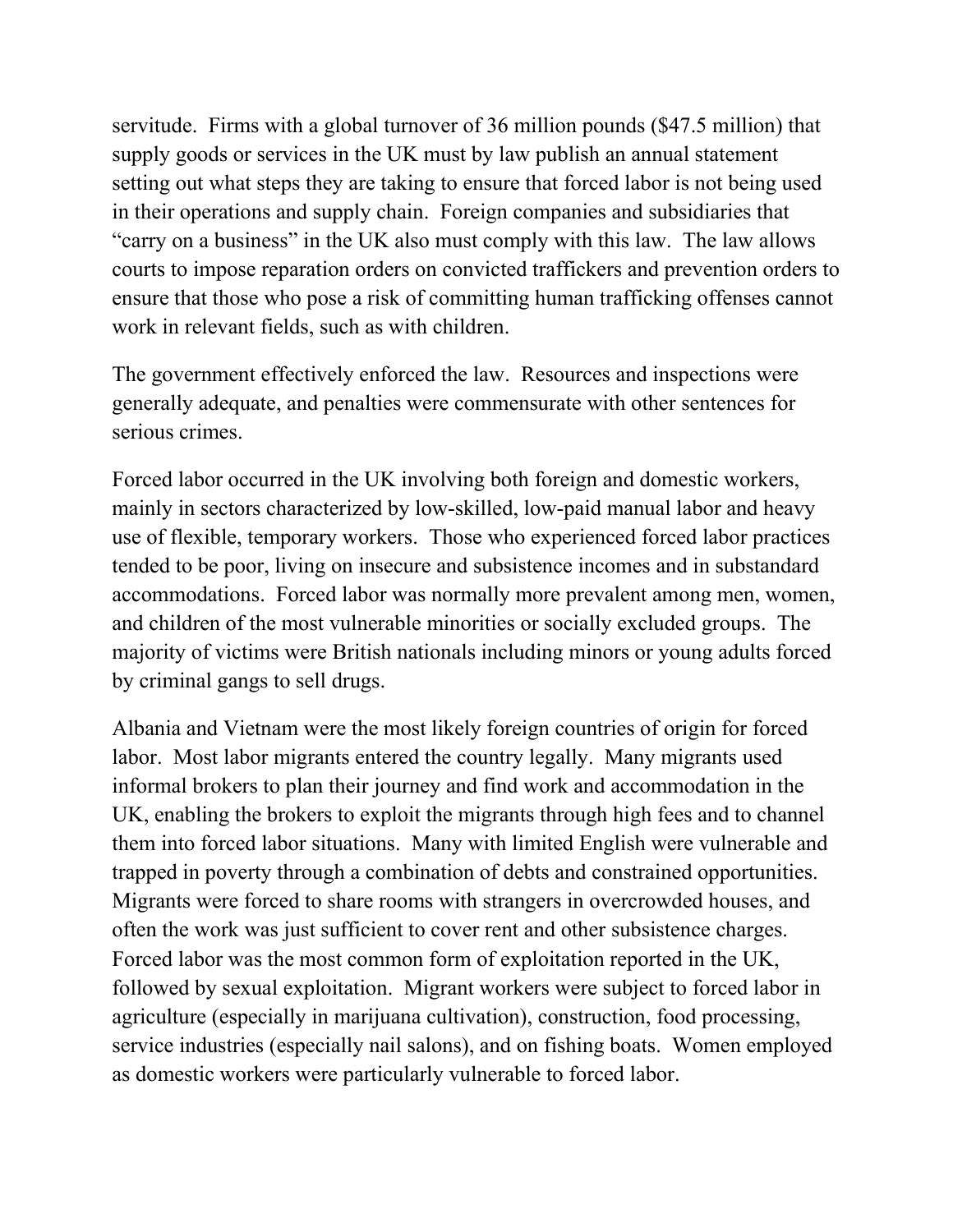servitude. Firms with a global turnover of 36 million pounds ($47.5 million) that supply goods or services in the UK must by law publish an annual statement setting out what steps they are taking to ensure that forced labor is not being used in their operations and supply chain. Foreign companies and subsidiaries that "carry on a business" in the UK also must comply with this law. The law allows courts to impose reparation orders on convicted traffickers and prevention orders to ensure that those who pose a risk of committing human trafficking offenses cannot work in relevant fields, such as with children.

The government effectively enforced the law. Resources and inspections were generally adequate, and penalties were commensurate with other sentences for serious crimes.

Forced labor occurred in the UK involving both foreign and domestic workers, mainly in sectors characterized by low-skilled, low-paid manual labor and heavy use of flexible, temporary workers. Those who experienced forced labor practices tended to be poor, living on insecure and subsistence incomes and in substandard accommodations. Forced labor was normally more prevalent among men, women, and children of the most vulnerable minorities or socially excluded groups. The majority of victims were British nationals including minors or young adults forced by criminal gangs to sell drugs.

Albania and Vietnam were the most likely foreign countries of origin for forced labor. Most labor migrants entered the country legally. Many migrants used informal brokers to plan their journey and find work and accommodation in the UK, enabling the brokers to exploit the migrants through high fees and to channel them into forced labor situations. Many with limited English were vulnerable and trapped in poverty through a combination of debts and constrained opportunities. Migrants were forced to share rooms with strangers in overcrowded houses, and often the work was just sufficient to cover rent and other subsistence charges. Forced labor was the most common form of exploitation reported in the UK, followed by sexual exploitation. Migrant workers were subject to forced labor in agriculture (especially in marijuana cultivation), construction, food processing, service industries (especially nail salons), and on fishing boats. Women employed as domestic workers were particularly vulnerable to forced labor.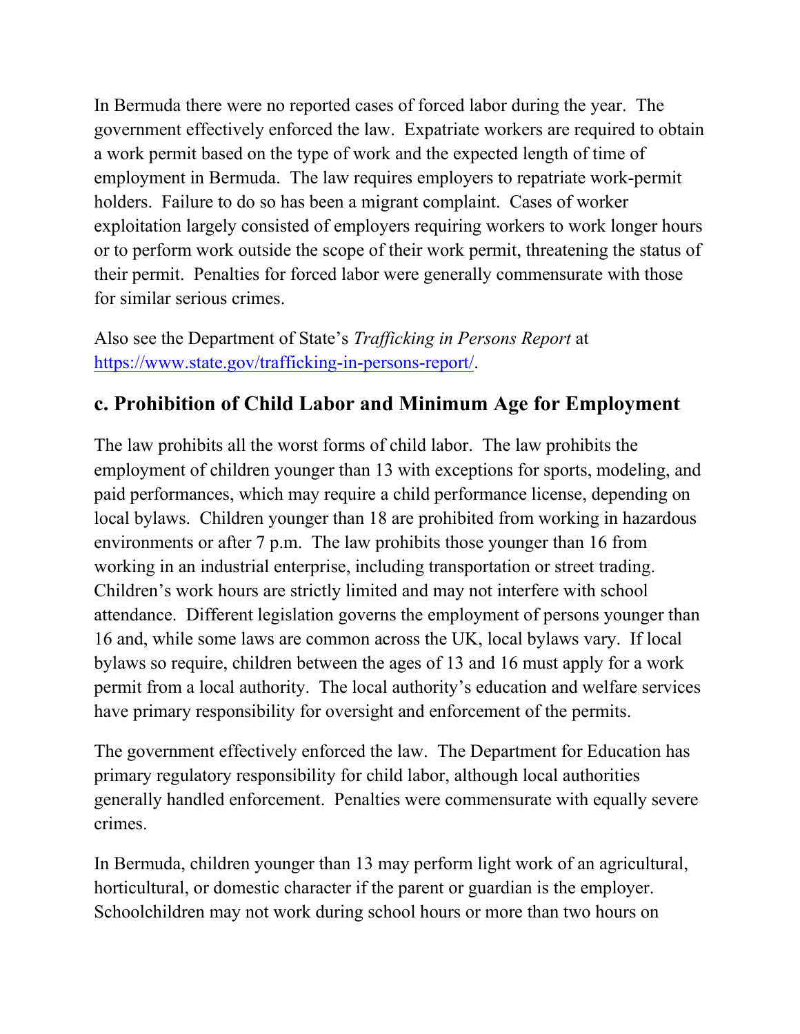In Bermuda there were no reported cases of forced labor during the year. The government effectively enforced the law. Expatriate workers are required to obtain a work permit based on the type of work and the expected length of time of employment in Bermuda. The law requires employers to repatriate work-permit holders. Failure to do so has been a migrant complaint. Cases of worker exploitation largely consisted of employers requiring workers to work longer hours or to perform work outside the scope of their work permit, threatening the status of their permit. Penalties for forced labor were generally commensurate with those for similar serious crimes.

Also see the Department of State's *Trafficking in Persons Report* at [https://www.state.gov/trafficking-in-persons-report/](https://www.state.gov/trafficking-in-persons-report/).

## c. Prohibition of Child Labor and Minimum Age for Employment

The law prohibits all the worst forms of child labor. The law prohibits the employment of children younger than 13 with exceptions for sports, modeling, and paid performances, which may require a child performance license, depending on local bylaws. Children younger than 18 are prohibited from working in hazardous environments or after 7 p.m. The law prohibits those younger than 16 from working in an industrial enterprise, including transportation or street trading. Children's work hours are strictly limited and may not interfere with school attendance. Different legislation governs the employment of persons younger than 16 and, while some laws are common across the UK, local bylaws vary. If local bylaws so require, children between the ages of 13 and 16 must apply for a work permit from a local authority. The local authority's education and welfare services have primary responsibility for oversight and enforcement of the permits.

The government effectively enforced the law. The Department for Education has primary regulatory responsibility for child labor, although local authorities generally handled enforcement. Penalties were commensurate with equally severe crimes.

In Bermuda, children younger than 13 may perform light work of an agricultural, horticultural, or domestic character if the parent or guardian is the employer. Schoolchildren may not work during school hours or more than two hours on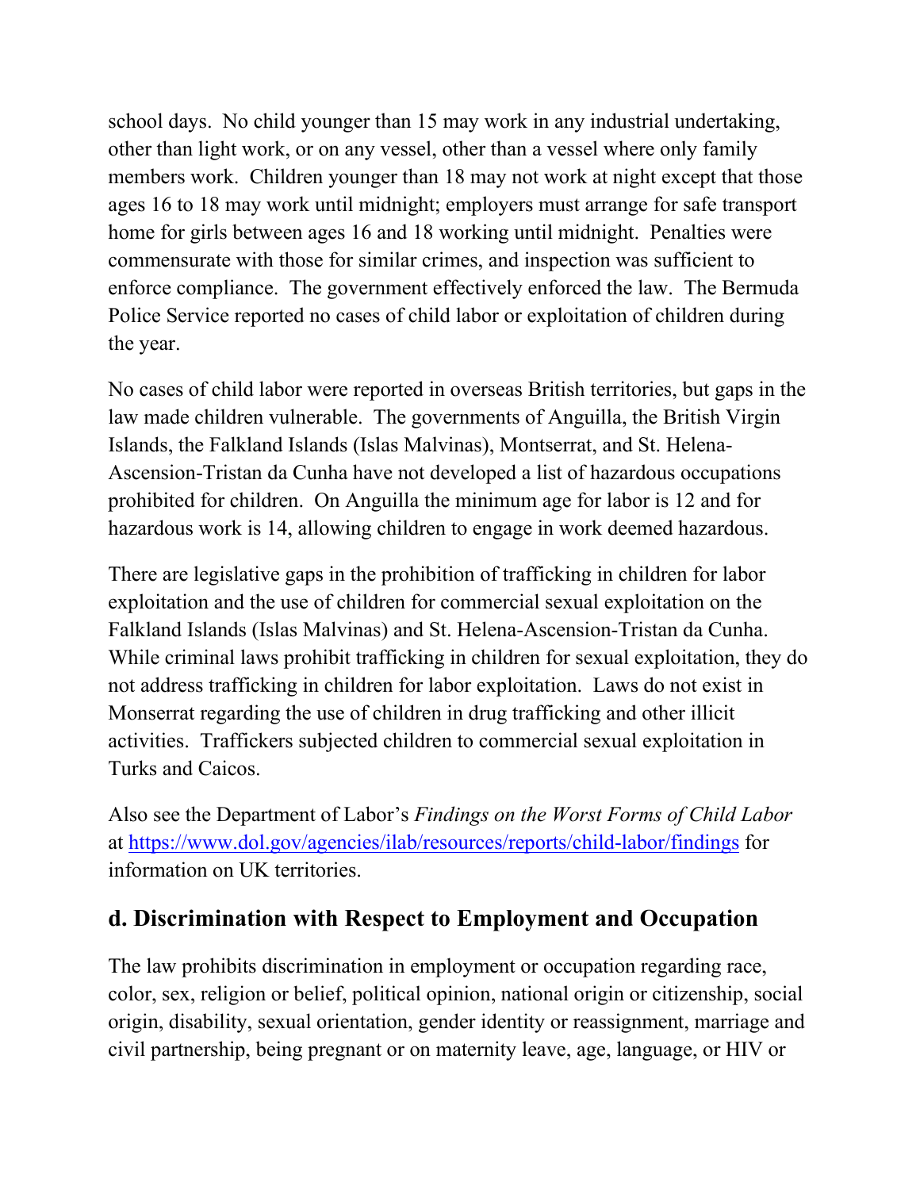school days. No child younger than 15 may work in any industrial undertaking, other than light work, or on any vessel, other than a vessel where only family members work. Children younger than 18 may not work at night except that those ages 16 to 18 may work until midnight; employers must arrange for safe transport home for girls between ages 16 and 18 working until midnight. Penalties were commensurate with those for similar crimes, and inspection was sufficient to enforce compliance. The government effectively enforced the law. The Bermuda Police Service reported no cases of child labor or exploitation of children during the year.

No cases of child labor were reported in overseas British territories, but gaps in the law made children vulnerable. The governments of Anguilla, the British Virgin Islands, the Falkland Islands (Islas Malvinas), Montserrat, and St. Helena-Ascension-Tristan da Cunha have not developed a list of hazardous occupations prohibited for children. On Anguilla the minimum age for labor is 12 and for hazardous work is 14, allowing children to engage in work deemed hazardous.

There are legislative gaps in the prohibition of trafficking in children for labor exploitation and the use of children for commercial sexual exploitation on the Falkland Islands (Islas Malvinas) and St. Helena-Ascension-Tristan da Cunha. While criminal laws prohibit trafficking in children for sexual exploitation, they do not address trafficking in children for labor exploitation. Laws do not exist in Monserrat regarding the use of children in drug trafficking and other illicit activities. Traffickers subjected children to commercial sexual exploitation in Turks and Caicos.

Also see the Department of Labor's *Findings on the Worst Forms of Child Labor* at https://www.dol.gov/agencies/ilab/resources/reports/child-labor/findings for information on UK territories.

## d. Discrimination with Respect to Employment and Occupation

The law prohibits discrimination in employment or occupation regarding race, color, sex, religion or belief, political opinion, national origin or citizenship, social origin, disability, sexual orientation, gender identity or reassignment, marriage and civil partnership, being pregnant or on maternity leave, age, language, or HIV or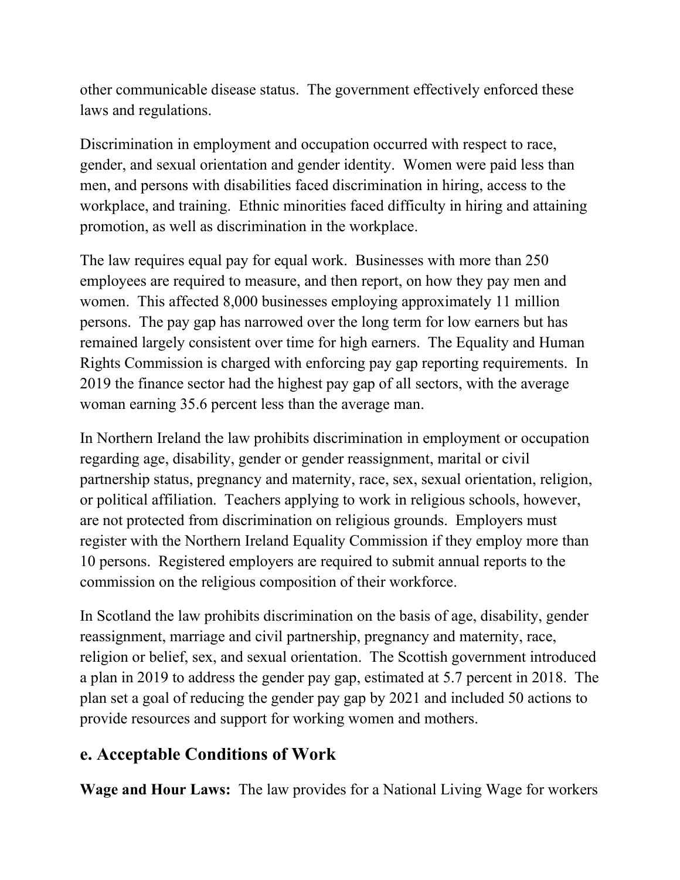other communicable disease status. The government effectively enforced these laws and regulations.

Discrimination in employment and occupation occurred with respect to race, gender, and sexual orientation and gender identity. Women were paid less than men, and persons with disabilities faced discrimination in hiring, access to the workplace, and training. Ethnic minorities faced difficulty in hiring and attaining promotion, as well as discrimination in the workplace.

The law requires equal pay for equal work. Businesses with more than 250 employees are required to measure, and then report, on how they pay men and women. This affected 8,000 businesses employing approximately 11 million persons. The pay gap has narrowed over the long term for low earners but has remained largely consistent over time for high earners. The Equality and Human Rights Commission is charged with enforcing pay gap reporting requirements. In 2019 the finance sector had the highest pay gap of all sectors, with the average woman earning 35.6 percent less than the average man.

In Northern Ireland the law prohibits discrimination in employment or occupation regarding age, disability, gender or gender reassignment, marital or civil partnership status, pregnancy and maternity, race, sex, sexual orientation, religion, or political affiliation. Teachers applying to work in religious schools, however, are not protected from discrimination on religious grounds. Employers must register with the Northern Ireland Equality Commission if they employ more than 10 persons. Registered employers are required to submit annual reports to the commission on the religious composition of their workforce.

In Scotland the law prohibits discrimination on the basis of age, disability, gender reassignment, marriage and civil partnership, pregnancy and maternity, race, religion or belief, sex, and sexual orientation. The Scottish government introduced a plan in 2019 to address the gender pay gap, estimated at 5.7 percent in 2018. The plan set a goal of reducing the gender pay gap by 2021 and included 50 actions to provide resources and support for working women and mothers.

## e. Acceptable Conditions of Work

**Wage and Hour Laws:** The law provides for a National Living Wage for workers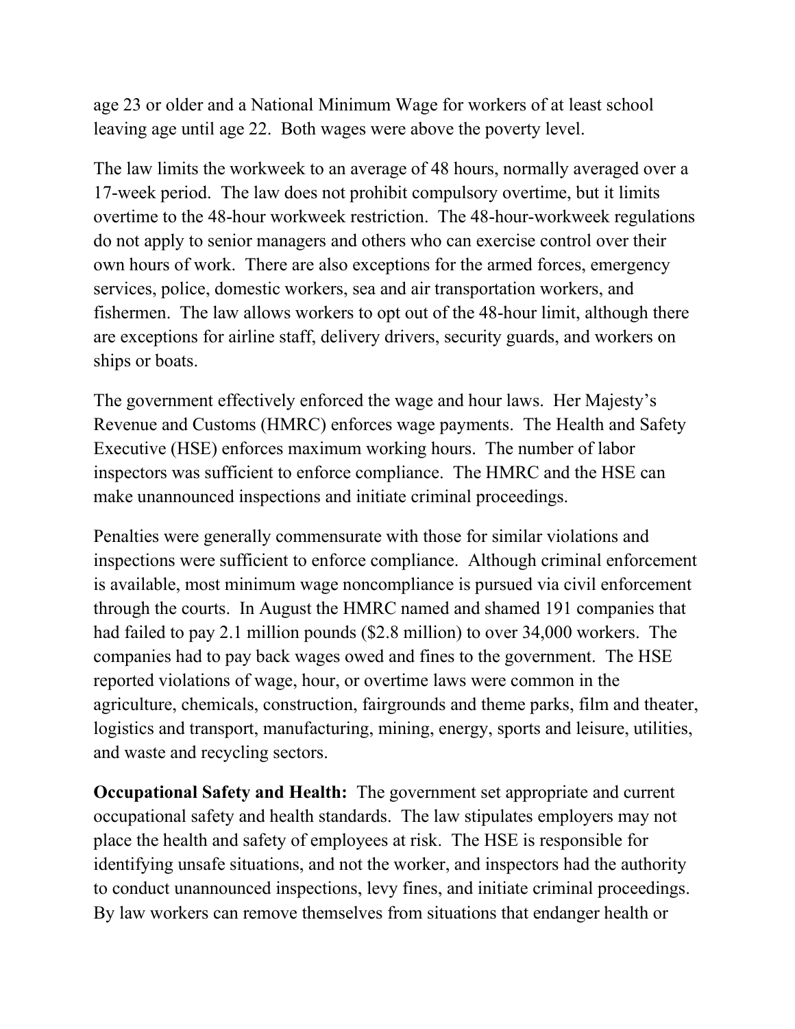age 23 or older and a National Minimum Wage for workers of at least school leaving age until age 22. Both wages were above the poverty level.

The law limits the workweek to an average of 48 hours, normally averaged over a 17-week period. The law does not prohibit compulsory overtime, but it limits overtime to the 48-hour workweek restriction. The 48-hour-workweek regulations do not apply to senior managers and others who can exercise control over their own hours of work. There are also exceptions for the armed forces, emergency services, police, domestic workers, sea and air transportation workers, and fishermen. The law allows workers to opt out of the 48-hour limit, although there are exceptions for airline staff, delivery drivers, security guards, and workers on ships or boats.

The government effectively enforced the wage and hour laws. Her Majesty's Revenue and Customs (HMRC) enforces wage payments. The Health and Safety Executive (HSE) enforces maximum working hours. The number of labor inspectors was sufficient to enforce compliance. The HMRC and the HSE can make unannounced inspections and initiate criminal proceedings.

Penalties were generally commensurate with those for similar violations and inspections were sufficient to enforce compliance. Although criminal enforcement is available, most minimum wage noncompliance is pursued via civil enforcement through the courts. In August the HMRC named and shamed 191 companies that had failed to pay 2.1 million pounds ($2.8 million) to over 34,000 workers. The companies had to pay back wages owed and fines to the government. The HSE reported violations of wage, hour, or overtime laws were common in the agriculture, chemicals, construction, fairgrounds and theme parks, film and theater, logistics and transport, manufacturing, mining, energy, sports and leisure, utilities, and waste and recycling sectors.

**Occupational Safety and Health:** The government set appropriate and current occupational safety and health standards. The law stipulates employers may not place the health and safety of employees at risk. The HSE is responsible for identifying unsafe situations, and not the worker, and inspectors had the authority to conduct unannounced inspections, levy fines, and initiate criminal proceedings. By law workers can remove themselves from situations that endanger health or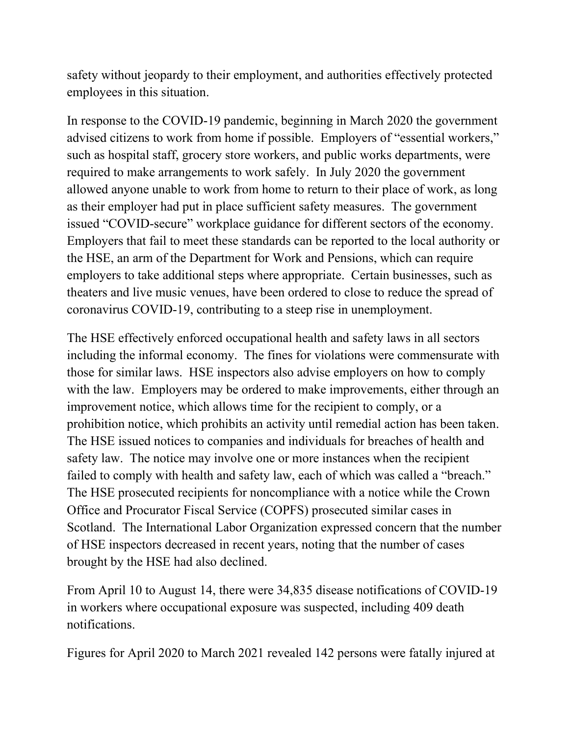safety without jeopardy to their employment, and authorities effectively protected employees in this situation.

In response to the COVID-19 pandemic, beginning in March 2020 the government advised citizens to work from home if possible. Employers of "essential workers," such as hospital staff, grocery store workers, and public works departments, were required to make arrangements to work safely. In July 2020 the government allowed anyone unable to work from home to return to their place of work, as long as their employer had put in place sufficient safety measures. The government issued "COVID-secure" workplace guidance for different sectors of the economy. Employers that fail to meet these standards can be reported to the local authority or the HSE, an arm of the Department for Work and Pensions, which can require employers to take additional steps where appropriate. Certain businesses, such as theaters and live music venues, have been ordered to close to reduce the spread of coronavirus COVID-19, contributing to a steep rise in unemployment.

The HSE effectively enforced occupational health and safety laws in all sectors including the informal economy. The fines for violations were commensurate with those for similar laws. HSE inspectors also advise employers on how to comply with the law. Employers may be ordered to make improvements, either through an improvement notice, which allows time for the recipient to comply, or a prohibition notice, which prohibits an activity until remedial action has been taken. The HSE issued notices to companies and individuals for breaches of health and safety law. The notice may involve one or more instances when the recipient failed to comply with health and safety law, each of which was called a "breach." The HSE prosecuted recipients for noncompliance with a notice while the Crown Office and Procurator Fiscal Service (COPFS) prosecuted similar cases in Scotland. The International Labor Organization expressed concern that the number of HSE inspectors decreased in recent years, noting that the number of cases brought by the HSE had also declined.

From April 10 to August 14, there were 34,835 disease notifications of COVID-19 in workers where occupational exposure was suspected, including 409 death notifications.

Figures for April 2020 to March 2021 revealed 142 persons were fatally injured at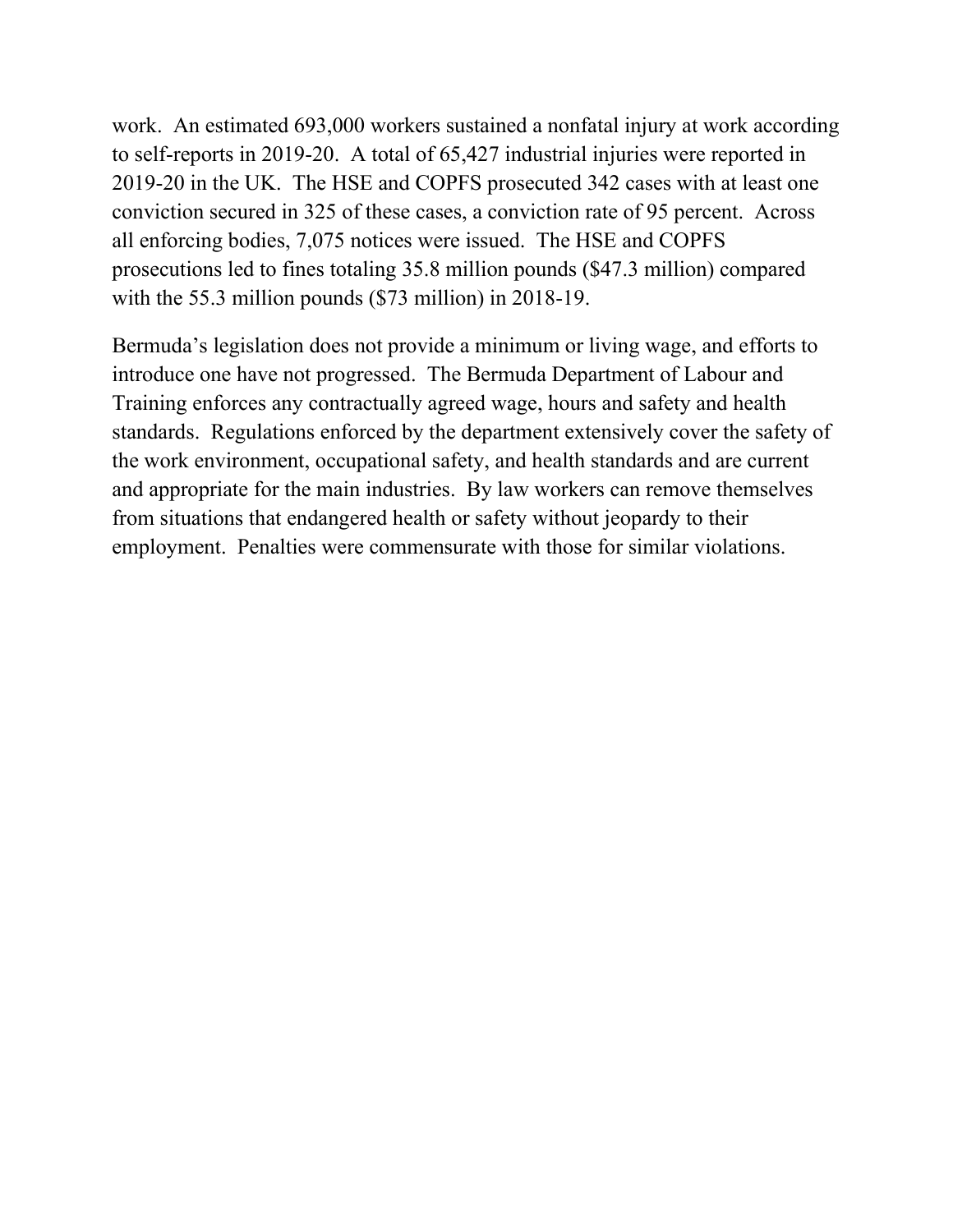work. An estimated 693,000 workers sustained a nonfatal injury at work according to self-reports in 2019-20. A total of 65,427 industrial injuries were reported in 2019-20 in the UK. The HSE and COPFS prosecuted 342 cases with at least one conviction secured in 325 of these cases, a conviction rate of 95 percent. Across all enforcing bodies, 7,075 notices were issued. The HSE and COPFS prosecutions led to fines totaling 35.8 million pounds ($47.3 million) compared with the 55.3 million pounds ($73 million) in 2018-19.

Bermuda's legislation does not provide a minimum or living wage, and efforts to introduce one have not progressed. The Bermuda Department of Labour and Training enforces any contractually agreed wage, hours and safety and health standards. Regulations enforced by the department extensively cover the safety of the work environment, occupational safety, and health standards and are current and appropriate for the main industries. By law workers can remove themselves from situations that endangered health or safety without jeopardy to their employment. Penalties were commensurate with those for similar violations.